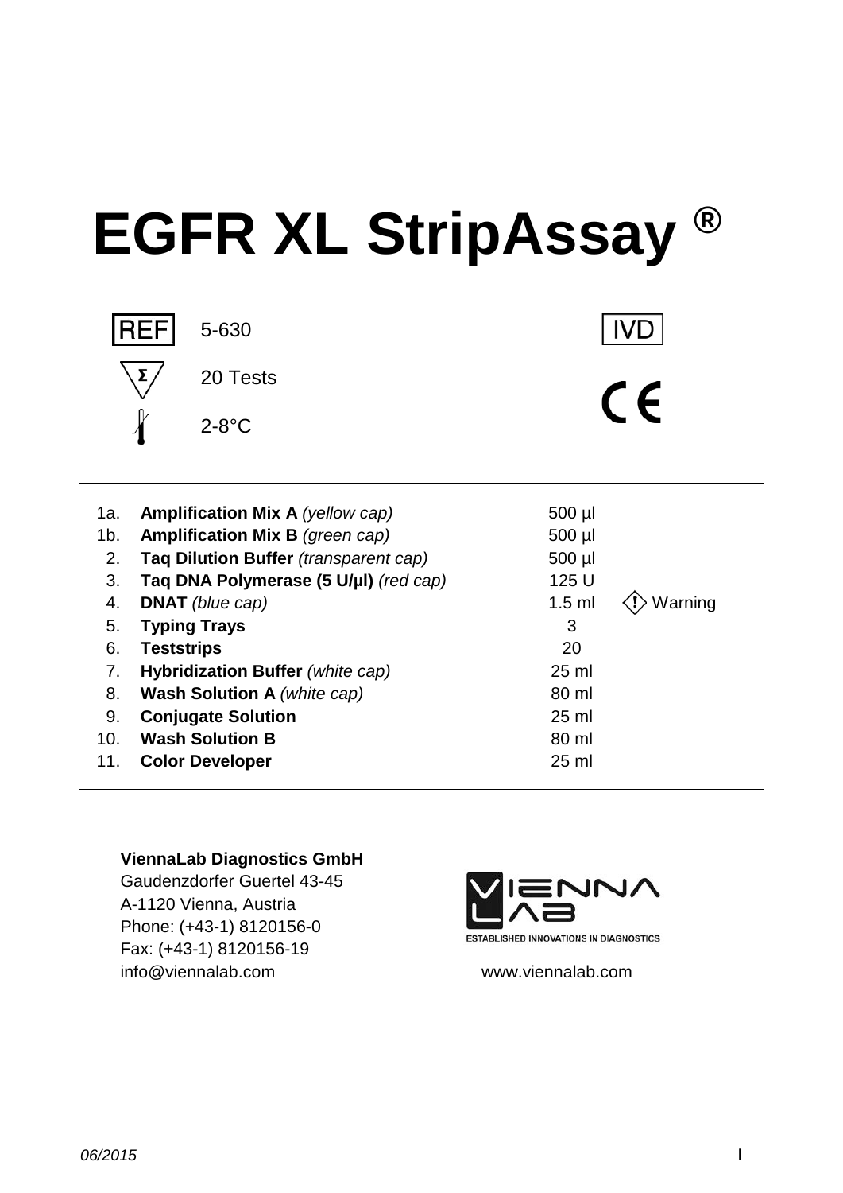# EGFR XL StripAssay ®

REF 5-630

IVD

Σ 20 Tests

2-8°C

CE

| | | | |
|---|---|---|---|
| 1a. | **Amplification Mix A** *(yellow cap)* | 500 µl | |
| 1b. | **Amplification Mix B** *(green cap)* | 500 µl | |
| 2. | **Taq Dilution Buffer** *(transparent cap)* | 500 µl | |
| 3. | **Taq DNA Polymerase (5 U/µl)** *(red cap)* | 125 U | |
| 4. | **DNAT** *(blue cap)* | 1.5 ml | ⚠ Warning |
| 5. | **Typing Trays** | 3 | |
| 6. | **Teststrips** | 20 | |
| 7. | **Hybridization Buffer** *(white cap)* | 25 ml | |
| 8. | **Wash Solution A** *(white cap)* | 80 ml | |
| 9. | **Conjugate Solution** | 25 ml | |
| 10. | **Wash Solution B** | 80 ml | |
| 11. | **Color Developer** | 25 ml | |

**ViennaLab Diagnostics GmbH**
Gaudenzdorfer Guertel 43-45
A-1120 Vienna, Austria
Phone: (+43-1) 8120156-0
Fax: (+43-1) 8120156-19
info@viennalab.com

VIENNA LAB
ESTABLISHED INNOVATIONS IN DIAGNOSTICS
www.viennalab.com

*06/2015*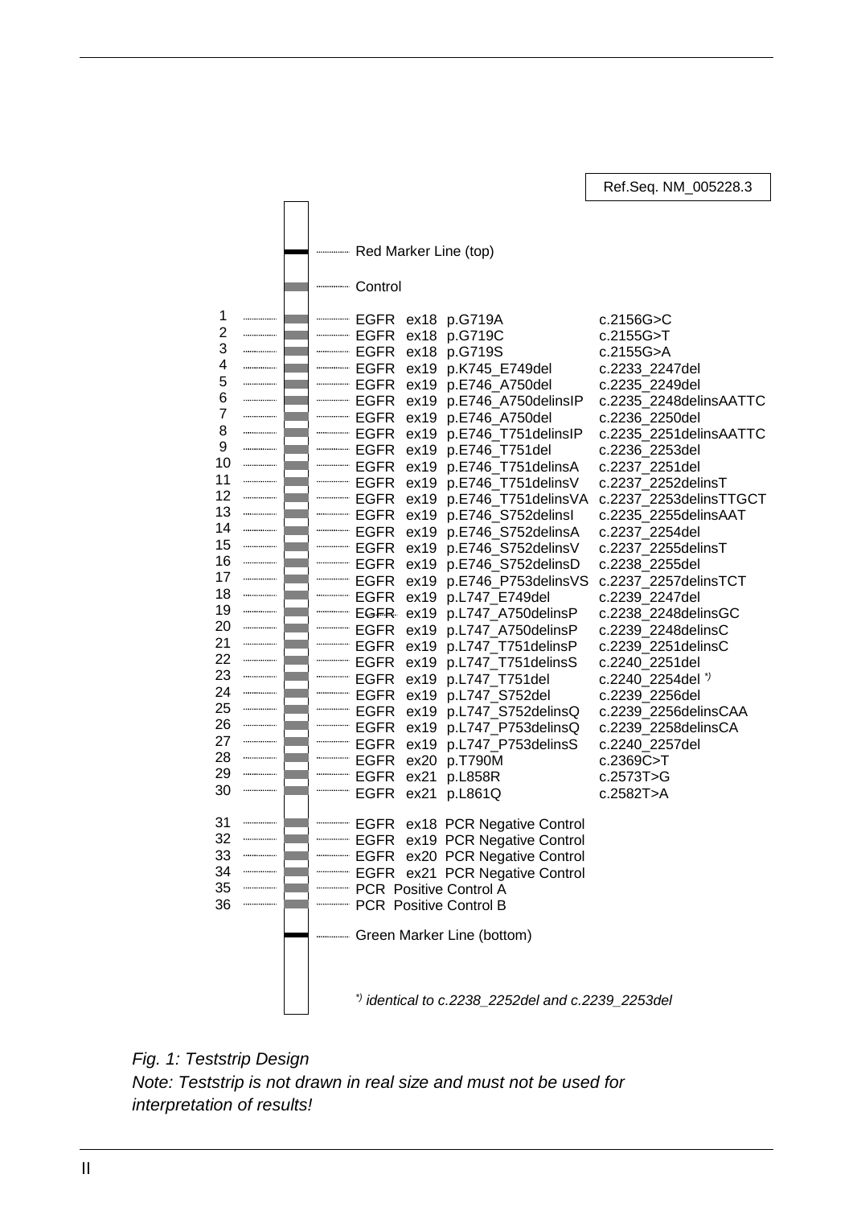Ref.Seq. NM_005228.3

| No. | Position | Gene | Exon | Mutation | cDNA |
|---|---|---|---|---|---|
| | Red Marker Line (top) | | | | |
| | Control | | | | |
| 1 | | EGFR | ex18 | p.G719A | c.2156G>C |
| 2 | | EGFR | ex18 | p.G719C | c.2155G>T |
| 3 | | EGFR | ex18 | p.G719S | c.2155G>A |
| 4 | | EGFR | ex19 | p.K745_E749del | c.2233_2247del |
| 5 | | EGFR | ex19 | p.E746_A750del | c.2235_2249del |
| 6 | | EGFR | ex19 | p.E746_A750delinsIP | c.2235_2248delinsAATTC |
| 7 | | EGFR | ex19 | p.E746_A750del | c.2236_2250del |
| 8 | | EGFR | ex19 | p.E746_T751delinsIP | c.2235_2251delinsAATTC |
| 9 | | EGFR | ex19 | p.E746_T751del | c.2236_2253del |
| 10 | | EGFR | ex19 | p.E746_T751delinsA | c.2237_2251del |
| 11 | | EGFR | ex19 | p.E746_T751delinsV | c.2237_2252delinsT |
| 12 | | EGFR | ex19 | p.E746_T751delinsVA | c.2237_2253delinsTTGCT |
| 13 | | EGFR | ex19 | p.E746_S752delinsI | c.2235_2255delinsAAT |
| 14 | | EGFR | ex19 | p.E746_S752delinsA | c.2237_2254del |
| 15 | | EGFR | ex19 | p.E746_S752delinsV | c.2237_2255delinsT |
| 16 | | EGFR | ex19 | p.E746_S752delinsD | c.2238_2255del |
| 17 | | EGFR | ex19 | p.E746_P753delinsVS | c.2237_2257delinsTCT |
| 18 | | EGFR | ex19 | p.L747_E749del | c.2239_2247del |
| 19 | | EGFR | ex19 | p.L747_A750delinsP | c.2238_2248delinsGC |
| 20 | | EGFR | ex19 | p.L747_A750delinsP | c.2239_2248delinsC |
| 21 | | EGFR | ex19 | p.L747_T751delinsP | c.2239_2251delinsC |
| 22 | | EGFR | ex19 | p.L747_T751delinsS | c.2240_2251del |
| 23 | | EGFR | ex19 | p.L747_T751del | c.2240_2254del *) |
| 24 | | EGFR | ex19 | p.L747_S752del | c.2239_2256del |
| 25 | | EGFR | ex19 | p.L747_S752delinsQ | c.2239_2256delinsCAA |
| 26 | | EGFR | ex19 | p.L747_P753delinsQ | c.2239_2258delinsCA |
| 27 | | EGFR | ex19 | p.L747_P753delinsS | c.2240_2257del |
| 28 | | EGFR | ex20 | p.T790M | c.2369C>T |
| 29 | | EGFR | ex21 | p.L858R | c.2573T>G |
| 30 | | EGFR | ex21 | p.L861Q | c.2582T>A |
| 31 | | EGFR | ex18 | PCR Negative Control | |
| 32 | | EGFR | ex19 | PCR Negative Control | |
| 33 | | EGFR | ex20 | PCR Negative Control | |
| 34 | | EGFR | ex21 | PCR Negative Control | |
| 35 | | PCR Positive Control A | | | |
| 36 | | PCR Positive Control B | | | |
| | Green Marker Line (bottom) | | | | |

*) *identical to c.2238_2252del and c.2239_2253del*

*Fig. 1: Teststrip Design*
*Note: Teststrip is not drawn in real size and must not be used for interpretation of results!*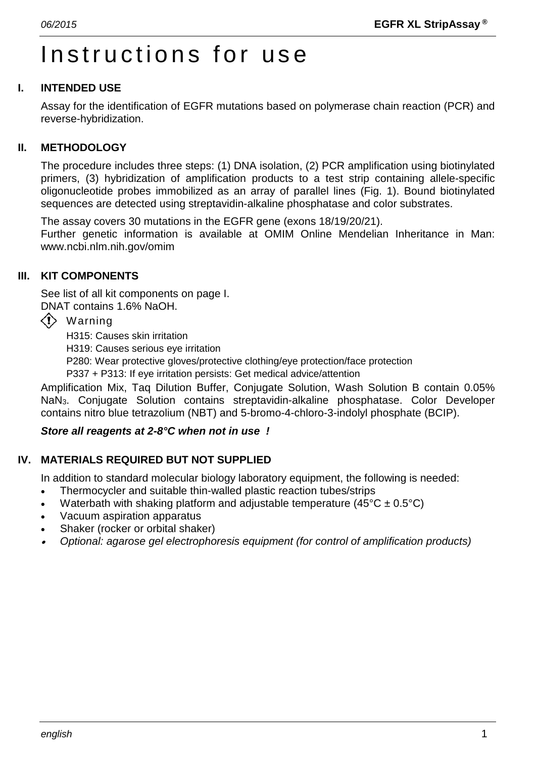# Instructions for use

## I. INTENDED USE

Assay for the identification of EGFR mutations based on polymerase chain reaction (PCR) and reverse-hybridization.

## II. METHODOLOGY

The procedure includes three steps: (1) DNA isolation, (2) PCR amplification using biotinylated primers, (3) hybridization of amplification products to a test strip containing allele-specific oligonucleotide probes immobilized as an array of parallel lines (Fig. 1). Bound biotinylated sequences are detected using streptavidin-alkaline phosphatase and color substrates.

The assay covers 30 mutations in the EGFR gene (exons 18/19/20/21).
Further genetic information is available at OMIM Online Mendelian Inheritance in Man: www.ncbi.nlm.nih.gov/omim

## III. KIT COMPONENTS

See list of all kit components on page I.
DNAT contains 1.6% NaOH.

Warning

H315: Causes skin irritation
H319: Causes serious eye irritation
P280: Wear protective gloves/protective clothing/eye protection/face protection
P337 + P313: If eye irritation persists: Get medical advice/attention

Amplification Mix, Taq Dilution Buffer, Conjugate Solution, Wash Solution B contain 0.05% $NaN_3$. Conjugate Solution contains streptavidin-alkaline phosphatase. Color Developer contains nitro blue tetrazolium (NBT) and 5-bromo-4-chloro-3-indolyl phosphate (BCIP).

***Store all reagents at 2-8°C when not in use !***

## IV. MATERIALS REQUIRED BUT NOT SUPPLIED

In addition to standard molecular biology laboratory equipment, the following is needed:

- Thermocycler and suitable thin-walled plastic reaction tubes/strips
- Waterbath with shaking platform and adjustable temperature (45°C ± 0.5°C)
- Vacuum aspiration apparatus
- Shaker (rocker or orbital shaker)
- *Optional: agarose gel electrophoresis equipment (for control of amplification products)*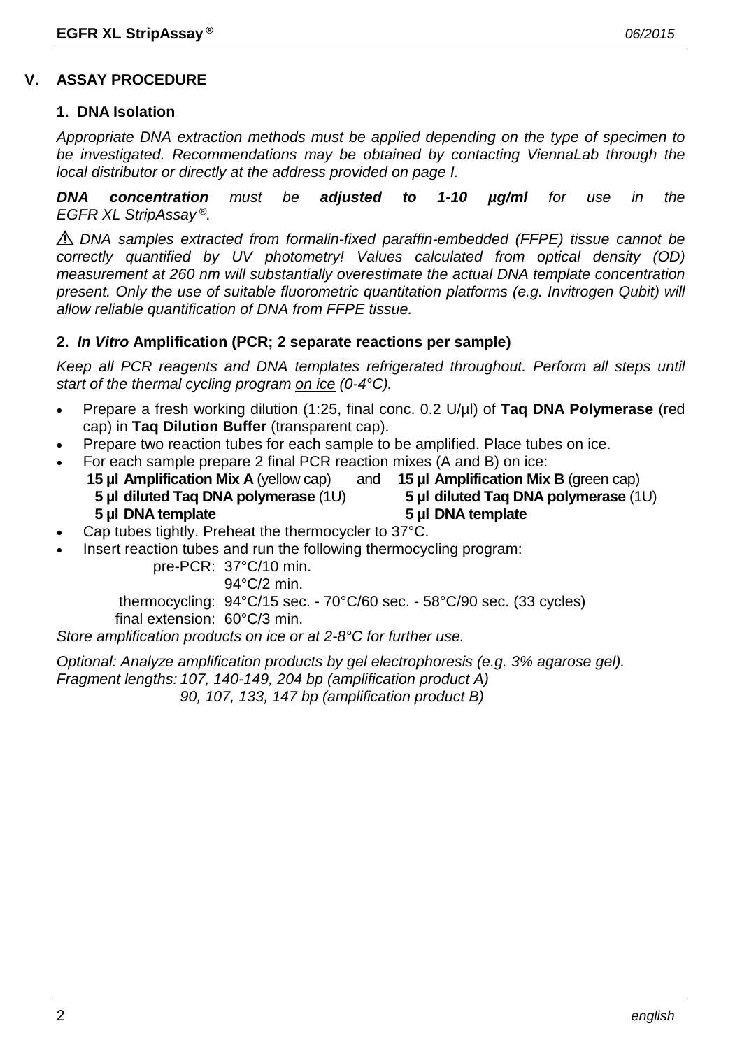## V. ASSAY PROCEDURE

### 1. DNA Isolation

*Appropriate DNA extraction methods must be applied depending on the type of specimen to be investigated. Recommendations may be obtained by contacting ViennaLab through the local distributor or directly at the address provided on page I.*

***DNA concentration*** *must be* ***adjusted to 1-10 µg/ml*** *for use in the EGFR XL StripAssay®.*

⚠ *DNA samples extracted from formalin-fixed paraffin-embedded (FFPE) tissue cannot be correctly quantified by UV photometry! Values calculated from optical density (OD) measurement at 260 nm will substantially overestimate the actual DNA template concentration present. Only the use of suitable fluorometric quantitation platforms (e.g. Invitrogen Qubit) will allow reliable quantification of DNA from FFPE tissue.*

### 2. *In Vitro* Amplification (PCR; 2 separate reactions per sample)

*Keep all PCR reagents and DNA templates refrigerated throughout. Perform all steps until start of the thermal cycling program on ice (0-4°C).*

- Prepare a fresh working dilution (1:25, final conc. 0.2 U/µl) of **Taq DNA Polymerase** (red cap) in **Taq Dilution Buffer** (transparent cap).
- Prepare two reaction tubes for each sample to be amplified. Place tubes on ice.
- For each sample prepare 2 final PCR reaction mixes (A and B) on ice:

| | | |
|---|---|---|
| **15 µl Amplification Mix A** (yellow cap) | and | **15 µl Amplification Mix B** (green cap) |
| **5 µl diluted Taq DNA polymerase** (1U) | | **5 µl diluted Taq DNA polymerase** (1U) |
| **5 µl DNA template** | | **5 µl DNA template** |

- Cap tubes tightly. Preheat the thermocycler to 37°C.
- Insert reaction tubes and run the following thermocycling program:

pre-PCR: 37°C/10 min.
94°C/2 min.
thermocycling: 94°C/15 sec. - 70°C/60 sec. - 58°C/90 sec. (33 cycles)
final extension: 60°C/3 min.

*Store amplification products on ice or at 2-8°C for further use.*

*Optional: Analyze amplification products by gel electrophoresis (e.g. 3% agarose gel).*
*Fragment lengths: 107, 140-149, 204 bp (amplification product A)*
*90, 107, 133, 147 bp (amplification product B)*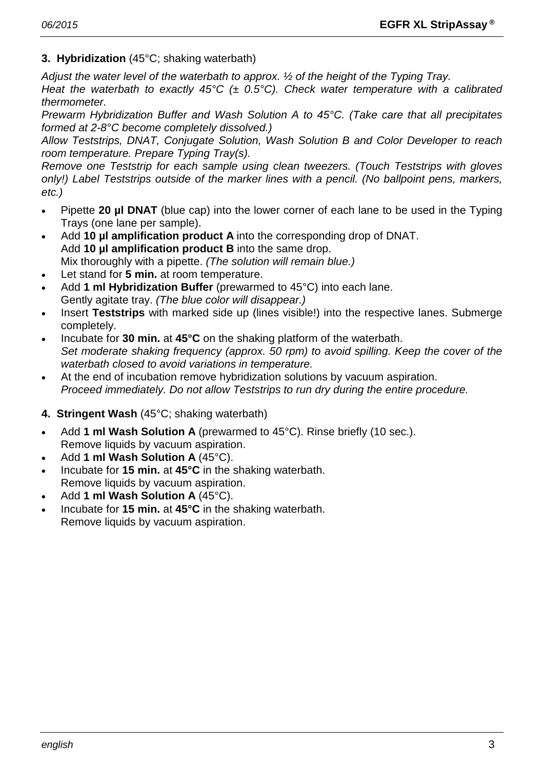### 3. Hybridization (45°C; shaking waterbath)

*Adjust the water level of the waterbath to approx. ½ of the height of the Typing Tray.*
*Heat the waterbath to exactly 45°C (± 0.5°C). Check water temperature with a calibrated thermometer.*
*Prewarm Hybridization Buffer and Wash Solution A to 45°C. (Take care that all precipitates formed at 2-8°C become completely dissolved.)*
*Allow Teststrips, DNAT, Conjugate Solution, Wash Solution B and Color Developer to reach room temperature. Prepare Typing Tray(s).*
*Remove one Teststrip for each sample using clean tweezers. (Touch Teststrips with gloves only!) Label Teststrips outside of the marker lines with a pencil. (No ballpoint pens, markers, etc.)*

- Pipette **20 µl DNAT** (blue cap) into the lower corner of each lane to be used in the Typing Trays (one lane per sample).
- Add **10 µl amplification product A** into the corresponding drop of DNAT.
  Add **10 µl amplification product B** into the same drop.
  Mix thoroughly with a pipette. *(The solution will remain blue.)*
- Let stand for **5 min.** at room temperature.
- Add **1 ml Hybridization Buffer** (prewarmed to 45°C) into each lane.
  Gently agitate tray. *(The blue color will disappear.)*
- Insert **Teststrips** with marked side up (lines visible!) into the respective lanes. Submerge completely.
- Incubate for **30 min.** at **45°C** on the shaking platform of the waterbath.
  *Set moderate shaking frequency (approx. 50 rpm) to avoid spilling. Keep the cover of the waterbath closed to avoid variations in temperature.*
- At the end of incubation remove hybridization solutions by vacuum aspiration.
  *Proceed immediately. Do not allow Teststrips to run dry during the entire procedure.*

### 4. Stringent Wash (45°C; shaking waterbath)

- Add **1 ml Wash Solution A** (prewarmed to 45°C). Rinse briefly (10 sec.).
  Remove liquids by vacuum aspiration.
- Add **1 ml Wash Solution A** (45°C).
- Incubate for **15 min.** at **45°C** in the shaking waterbath.
  Remove liquids by vacuum aspiration.
- Add **1 ml Wash Solution A** (45°C).
- Incubate for **15 min.** at **45°C** in the shaking waterbath.
  Remove liquids by vacuum aspiration.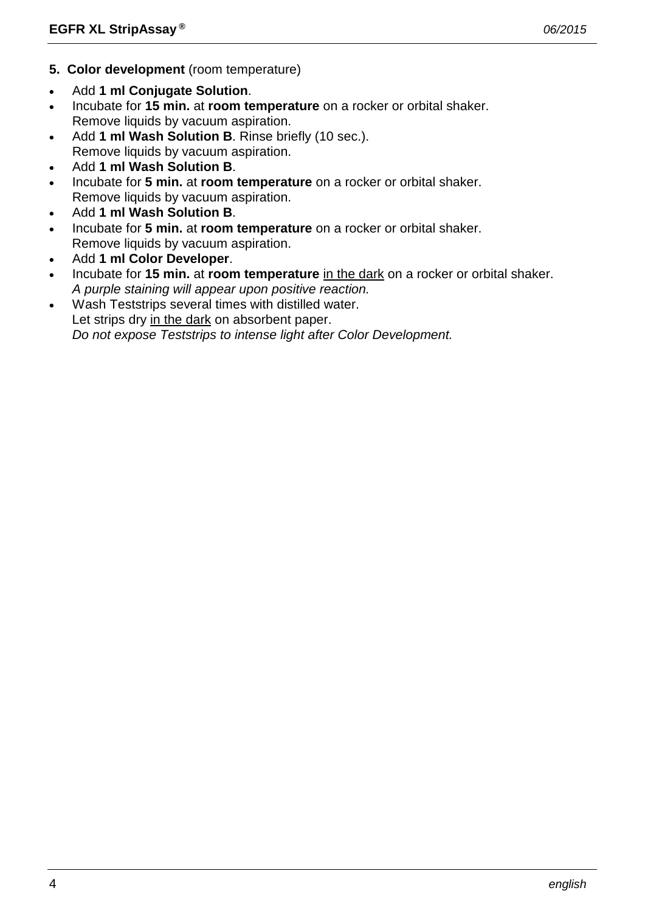**5. Color development** (room temperature)

- Add **1 ml Conjugate Solution**.
- Incubate for **15 min.** at **room temperature** on a rocker or orbital shaker.
  Remove liquids by vacuum aspiration.
- Add **1 ml Wash Solution B**. Rinse briefly (10 sec.).
  Remove liquids by vacuum aspiration.
- Add **1 ml Wash Solution B**.
- Incubate for **5 min.** at **room temperature** on a rocker or orbital shaker.
  Remove liquids by vacuum aspiration.
- Add **1 ml Wash Solution B**.
- Incubate for **5 min.** at **room temperature** on a rocker or orbital shaker.
  Remove liquids by vacuum aspiration.
- Add **1 ml Color Developer**.
- Incubate for **15 min.** at **room temperature** in the dark on a rocker or orbital shaker.
  *A purple staining will appear upon positive reaction.*
- Wash Teststrips several times with distilled water.
  Let strips dry in the dark on absorbent paper.
  *Do not expose Teststrips to intense light after Color Development.*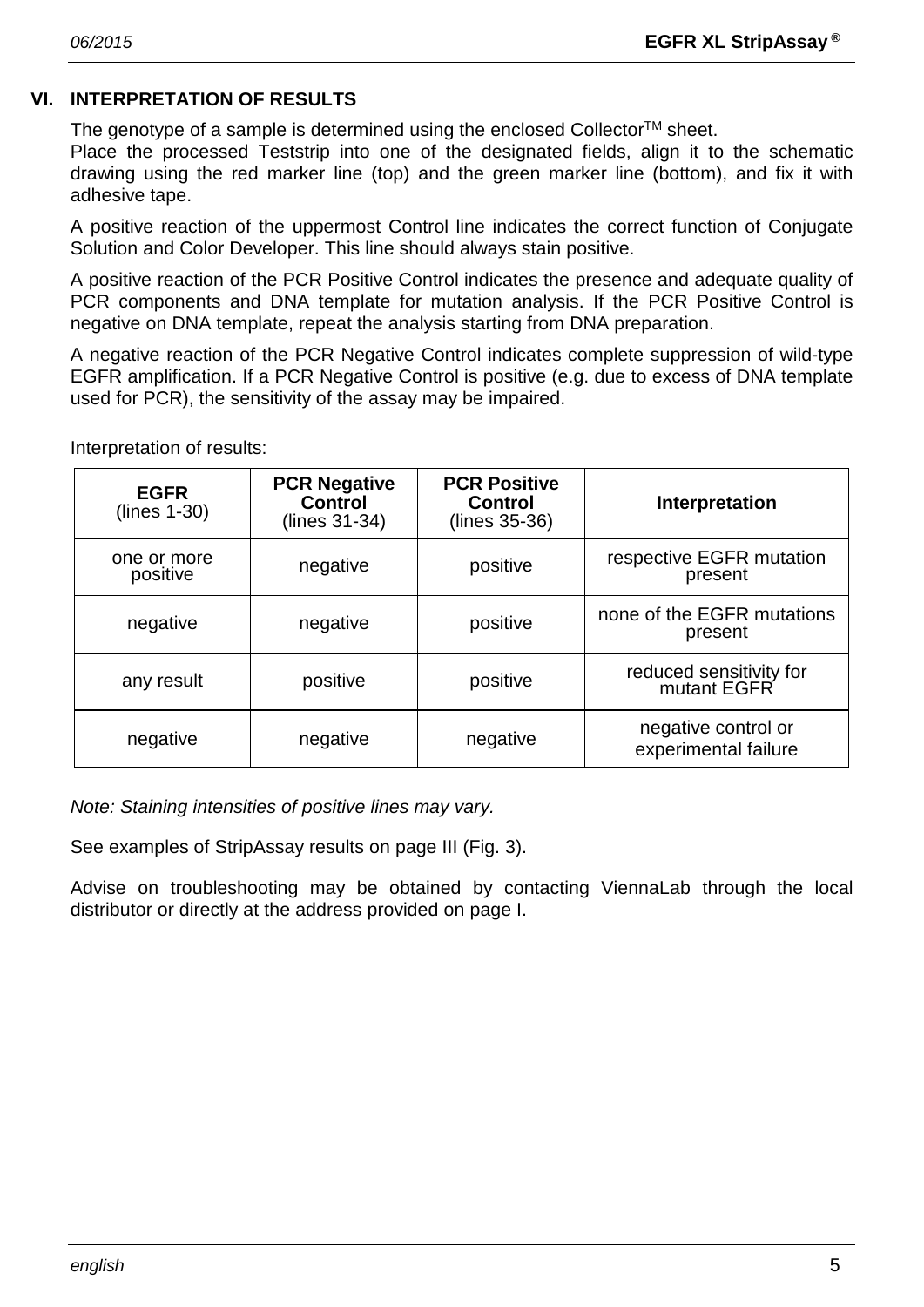## VI. INTERPRETATION OF RESULTS

The genotype of a sample is determined using the enclosed Collector™ sheet.
Place the processed Teststrip into one of the designated fields, align it to the schematic drawing using the red marker line (top) and the green marker line (bottom), and fix it with adhesive tape.

A positive reaction of the uppermost Control line indicates the correct function of Conjugate Solution and Color Developer. This line should always stain positive.

A positive reaction of the PCR Positive Control indicates the presence and adequate quality of PCR components and DNA template for mutation analysis. If the PCR Positive Control is negative on DNA template, repeat the analysis starting from DNA preparation.

A negative reaction of the PCR Negative Control indicates complete suppression of wild-type EGFR amplification. If a PCR Negative Control is positive (e.g. due to excess of DNA template used for PCR), the sensitivity of the assay may be impaired.

Interpretation of results:

| **EGFR** (lines 1-30) | **PCR Negative Control** (lines 31-34) | **PCR Positive Control** (lines 35-36) | **Interpretation** |
|---|---|---|---|
| one or more positive | negative | positive | respective EGFR mutation present |
| negative | negative | positive | none of the EGFR mutations present |
| any result | positive | positive | reduced sensitivity for mutant EGFR |
| negative | negative | negative | negative control or experimental failure |

*Note: Staining intensities of positive lines may vary.*

See examples of StripAssay results on page III (Fig. 3).

Advise on troubleshooting may be obtained by contacting ViennaLab through the local distributor or directly at the address provided on page I.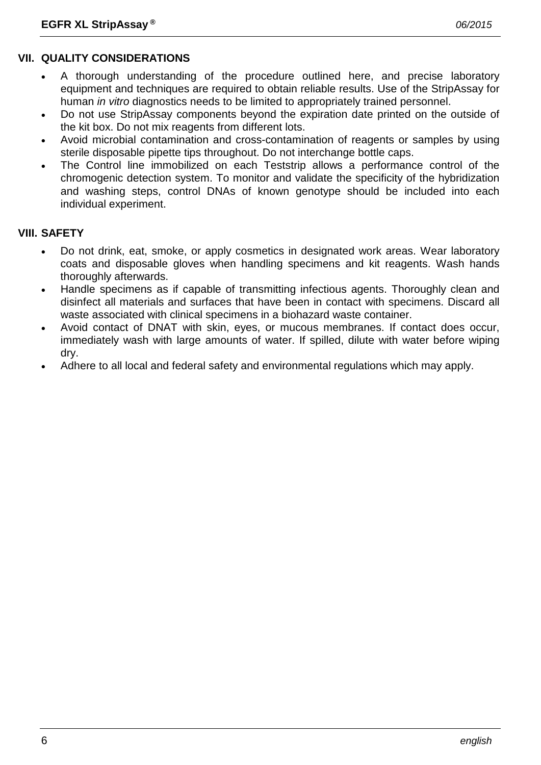## VII. QUALITY CONSIDERATIONS

- A thorough understanding of the procedure outlined here, and precise laboratory equipment and techniques are required to obtain reliable results. Use of the StripAssay for human *in vitro* diagnostics needs to be limited to appropriately trained personnel.
- Do not use StripAssay components beyond the expiration date printed on the outside of the kit box. Do not mix reagents from different lots.
- Avoid microbial contamination and cross-contamination of reagents or samples by using sterile disposable pipette tips throughout. Do not interchange bottle caps.
- The Control line immobilized on each Teststrip allows a performance control of the chromogenic detection system. To monitor and validate the specificity of the hybridization and washing steps, control DNAs of known genotype should be included into each individual experiment.

## VIII. SAFETY

- Do not drink, eat, smoke, or apply cosmetics in designated work areas. Wear laboratory coats and disposable gloves when handling specimens and kit reagents. Wash hands thoroughly afterwards.
- Handle specimens as if capable of transmitting infectious agents. Thoroughly clean and disinfect all materials and surfaces that have been in contact with specimens. Discard all waste associated with clinical specimens in a biohazard waste container.
- Avoid contact of DNAT with skin, eyes, or mucous membranes. If contact does occur, immediately wash with large amounts of water. If spilled, dilute with water before wiping dry.
- Adhere to all local and federal safety and environmental regulations which may apply.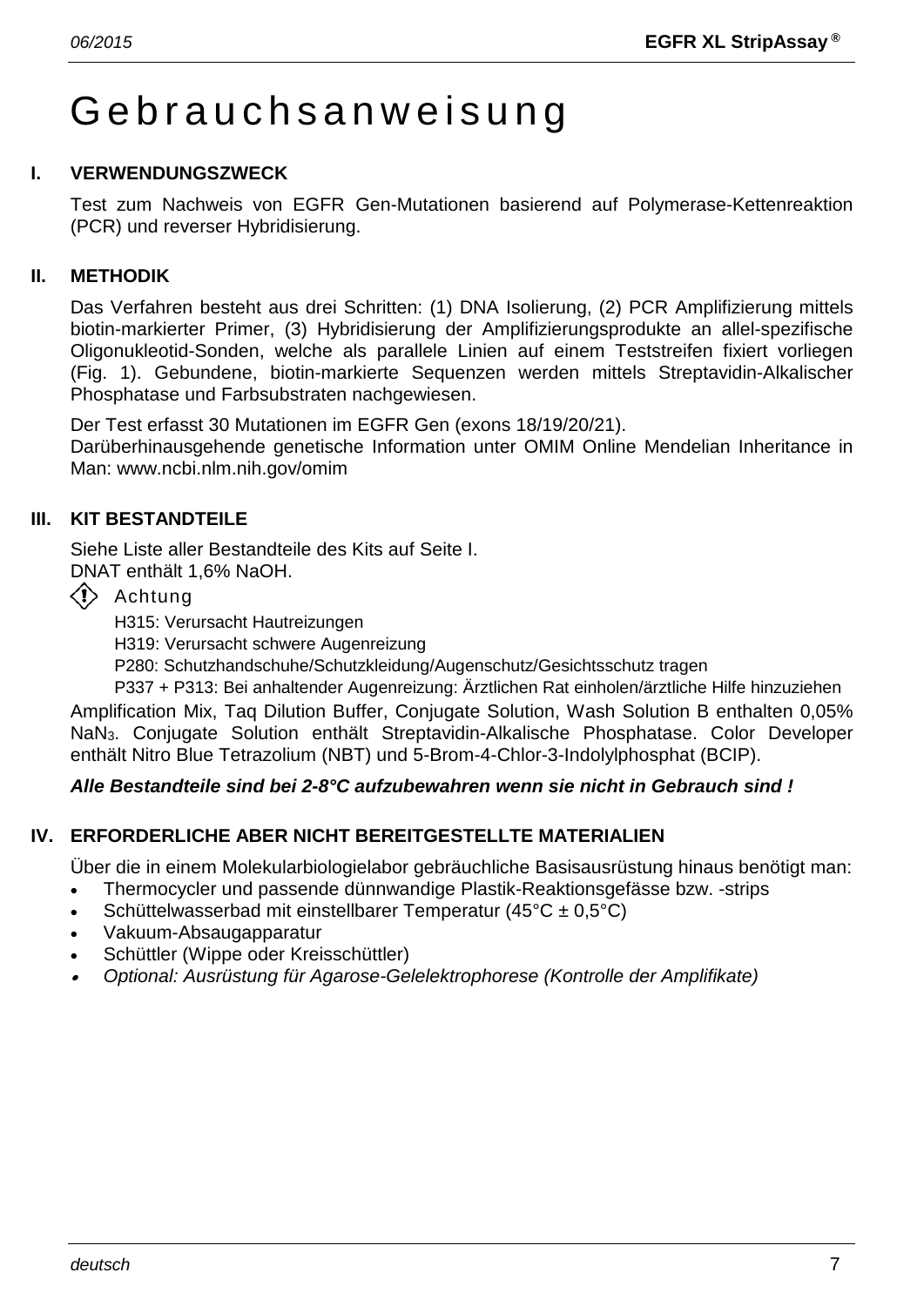# Gebrauchsanweisung

## I. VERWENDUNGSZWECK

Test zum Nachweis von EGFR Gen-Mutationen basierend auf Polymerase-Kettenreaktion (PCR) und reverser Hybridisierung.

## II. METHODIK

Das Verfahren besteht aus drei Schritten: (1) DNA Isolierung, (2) PCR Amplifizierung mittels biotin-markierter Primer, (3) Hybridisierung der Amplifizierungsprodukte an allel-spezifische Oligonukleotid-Sonden, welche als parallele Linien auf einem Teststreifen fixiert vorliegen (Fig. 1). Gebundene, biotin-markierte Sequenzen werden mittels Streptavidin-Alkalischer Phosphatase und Farbsubstraten nachgewiesen.

Der Test erfasst 30 Mutationen im EGFR Gen (exons 18/19/20/21).
Darüberhinausgehende genetische Information unter OMIM Online Mendelian Inheritance in Man: www.ncbi.nlm.nih.gov/omim

## III. KIT BESTANDTEILE

Siehe Liste aller Bestandteile des Kits auf Seite I.
DNAT enthält 1,6% NaOH.

Achtung

H315: Verursacht Hautreizungen
H319: Verursacht schwere Augenreizung
P280: Schutzhandschuhe/Schutzkleidung/Augenschutz/Gesichtsschutz tragen
P337 + P313: Bei anhaltender Augenreizung: Ärztlichen Rat einholen/ärztliche Hilfe hinzuziehen

Amplification Mix, Taq Dilution Buffer, Conjugate Solution, Wash Solution B enthalten 0,05% $NaN_3$. Conjugate Solution enthält Streptavidin-Alkalische Phosphatase. Color Developer enthält Nitro Blue Tetrazolium (NBT) und 5-Brom-4-Chlor-3-Indolylphosphat (BCIP).

***Alle Bestandteile sind bei 2-8°C aufzubewahren wenn sie nicht in Gebrauch sind !***

## IV. ERFORDERLICHE ABER NICHT BEREITGESTELLTE MATERIALIEN

Über die in einem Molekularbiologielabor gebräuchliche Basisausrüstung hinaus benötigt man:

- Thermocycler und passende dünnwandige Plastik-Reaktionsgefässe bzw. -strips
- Schüttelwasserbad mit einstellbarer Temperatur (45°C ± 0,5°C)
- Vakuum-Absaugapparatur
- Schüttler (Wippe oder Kreisschüttler)
- *Optional: Ausrüstung für Agarose-Gelelektrophorese (Kontrolle der Amplifikate)*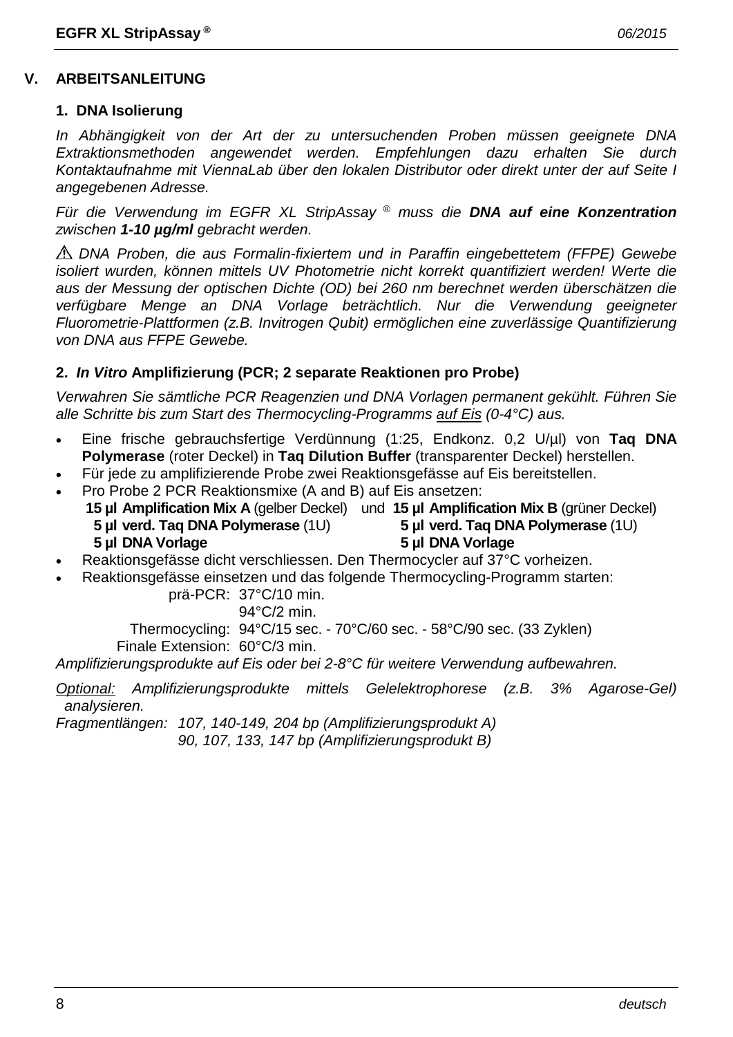## V. ARBEITSANLEITUNG

### 1. DNA Isolierung

*In Abhängigkeit von der Art der zu untersuchenden Proben müssen geeignete DNA Extraktionsmethoden angewendet werden. Empfehlungen dazu erhalten Sie durch Kontaktaufnahme mit ViennaLab über den lokalen Distributor oder direkt unter der auf Seite I angegebenen Adresse.*

*Für die Verwendung im EGFR XL StripAssay ® muss die **DNA auf eine Konzentration** zwischen **1-10 µg/ml** gebracht werden.*

⚠ *DNA Proben, die aus Formalin-fixiertem und in Paraffin eingebettetem (FFPE) Gewebe isoliert wurden, können mittels UV Photometrie nicht korrekt quantifiziert werden! Werte die aus der Messung der optischen Dichte (OD) bei 260 nm berechnet werden überschätzen die verfügbare Menge an DNA Vorlage beträchtlich. Nur die Verwendung geeigneter Fluorometrie-Plattformen (z.B. Invitrogen Qubit) ermöglichen eine zuverlässige Quantifizierung von DNA aus FFPE Gewebe.*

### 2. *In Vitro* Amplifizierung (PCR; 2 separate Reaktionen pro Probe)

*Verwahren Sie sämtliche PCR Reagenzien und DNA Vorlagen permanent gekühlt. Führen Sie alle Schritte bis zum Start des Thermocycling-Programms auf Eis (0-4°C) aus.*

- Eine frische gebrauchsfertige Verdünnung (1:25, Endkonz. 0,2 U/µl) von **Taq DNA Polymerase** (roter Deckel) in **Taq Dilution Buffer** (transparenter Deckel) herstellen.
- Für jede zu amplifizierende Probe zwei Reaktionsgefässe auf Eis bereitstellen.
- Pro Probe 2 PCR Reaktionsmixe (A and B) auf Eis ansetzen:
  - **15 µl Amplification Mix A** (gelber Deckel) und **15 µl Amplification Mix B** (grüner Deckel)
  - **5 µl verd. Taq DNA Polymerase** (1U) / **5 µl verd. Taq DNA Polymerase** (1U)
  - **5 µl DNA Vorlage** / **5 µl DNA Vorlage**
- Reaktionsgefässe dicht verschliessen. Den Thermocycler auf 37°C vorheizen.
- Reaktionsgefässe einsetzen und das folgende Thermocycling-Programm starten:

| | |
|---|---|
| prä-PCR: | 37°C/10 min. |
| | 94°C/2 min. |
| Thermocycling: | 94°C/15 sec. - 70°C/60 sec. - 58°C/90 sec. (33 Zyklen) |
| Finale Extension: | 60°C/3 min. |

*Amplifizierungsprodukte auf Eis oder bei 2-8°C für weitere Verwendung aufbewahren.*

*Optional: Amplifizierungsprodukte mittels Gelelektrophorese (z.B. 3% Agarose-Gel) analysieren.*

*Fragmentlängen: 107, 140-149, 204 bp (Amplifizierungsprodukt A)*
*90, 107, 133, 147 bp (Amplifizierungsprodukt B)*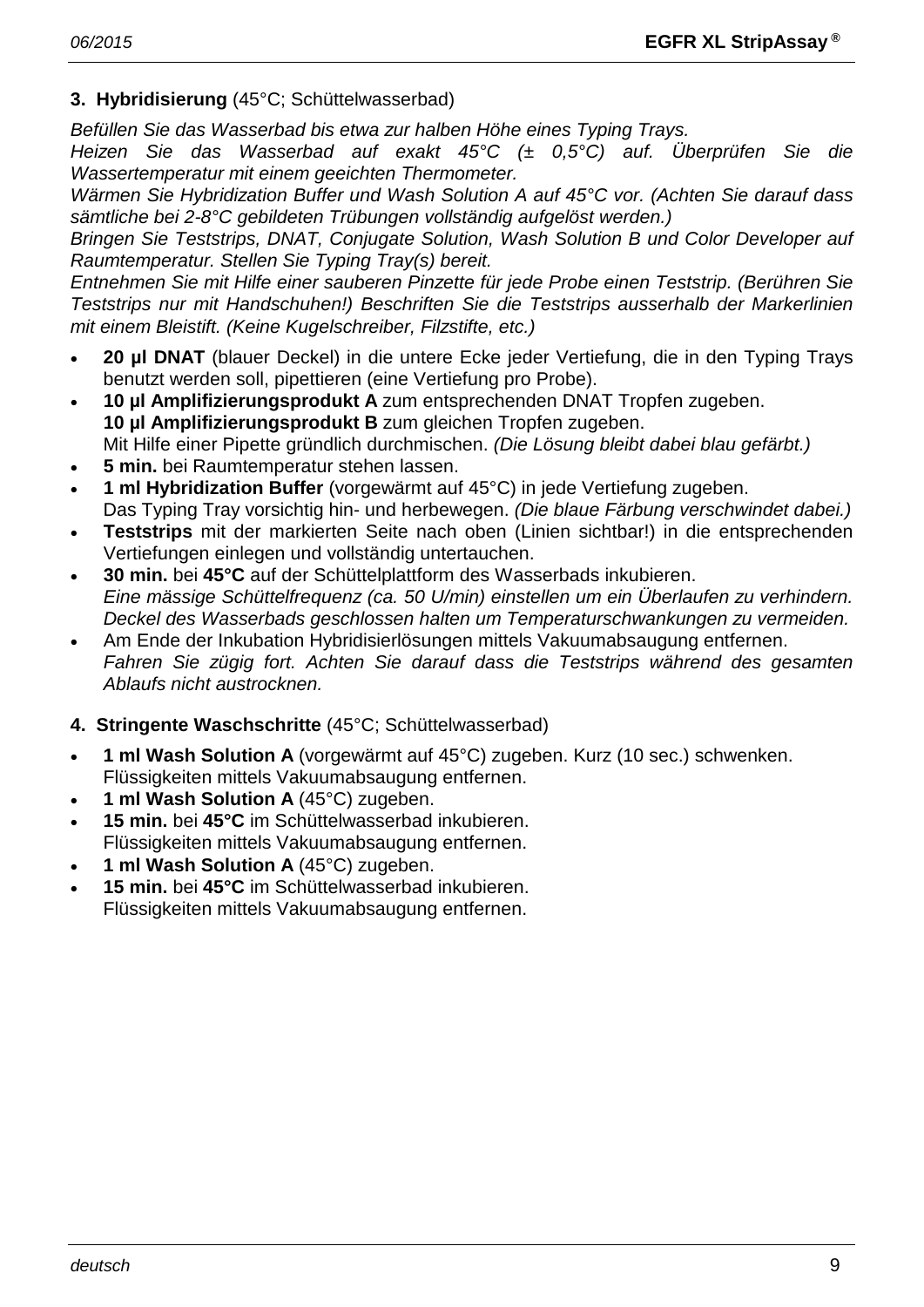**3. Hybridisierung** (45°C; Schüttelwasserbad)

*Befüllen Sie das Wasserbad bis etwa zur halben Höhe eines Typing Trays.*
*Heizen Sie das Wasserbad auf exakt 45°C (± 0,5°C) auf. Überprüfen Sie die Wassertemperatur mit einem geeichten Thermometer.*
*Wärmen Sie Hybridization Buffer und Wash Solution A auf 45°C vor. (Achten Sie darauf dass sämtliche bei 2-8°C gebildeten Trübungen vollständig aufgelöst werden.)*
*Bringen Sie Teststrips, DNAT, Conjugate Solution, Wash Solution B und Color Developer auf Raumtemperatur. Stellen Sie Typing Tray(s) bereit.*
*Entnehmen Sie mit Hilfe einer sauberen Pinzette für jede Probe einen Teststrip. (Berühren Sie Teststrips nur mit Handschuhen!) Beschriften Sie die Teststrips ausserhalb der Markerlinien mit einem Bleistift. (Keine Kugelschreiber, Filzstifte, etc.)*

- **20 µl DNAT** (blauer Deckel) in die untere Ecke jeder Vertiefung, die in den Typing Trays benutzt werden soll, pipettieren (eine Vertiefung pro Probe).
- **10 µl Amplifizierungsprodukt A** zum entsprechenden DNAT Tropfen zugeben.
  **10 µl Amplifizierungsprodukt B** zum gleichen Tropfen zugeben.
  Mit Hilfe einer Pipette gründlich durchmischen. *(Die Lösung bleibt dabei blau gefärbt.)*
- **5 min.** bei Raumtemperatur stehen lassen.
- **1 ml Hybridization Buffer** (vorgewärmt auf 45°C) in jede Vertiefung zugeben.
  Das Typing Tray vorsichtig hin- und herbewegen. *(Die blaue Färbung verschwindet dabei.)*
- **Teststrips** mit der markierten Seite nach oben (Linien sichtbar!) in die entsprechenden Vertiefungen einlegen und vollständig untertauchen.
- **30 min.** bei **45°C** auf der Schüttelplattform des Wasserbads inkubieren.
  *Eine mässige Schüttelfrequenz (ca. 50 U/min) einstellen um ein Überlaufen zu verhindern. Deckel des Wasserbads geschlossen halten um Temperaturschwankungen zu vermeiden.*
- Am Ende der Inkubation Hybridisierlösungen mittels Vakuumabsaugung entfernen.
  *Fahren Sie zügig fort. Achten Sie darauf dass die Teststrips während des gesamten Ablaufs nicht austrocknen.*

**4. Stringente Waschschritte** (45°C; Schüttelwasserbad)

- **1 ml Wash Solution A** (vorgewärmt auf 45°C) zugeben. Kurz (10 sec.) schwenken.
  Flüssigkeiten mittels Vakuumabsaugung entfernen.
- **1 ml Wash Solution A** (45°C) zugeben.
- **15 min.** bei **45°C** im Schüttelwasserbad inkubieren.
  Flüssigkeiten mittels Vakuumabsaugung entfernen.
- **1 ml Wash Solution A** (45°C) zugeben.
- **15 min.** bei **45°C** im Schüttelwasserbad inkubieren.
  Flüssigkeiten mittels Vakuumabsaugung entfernen.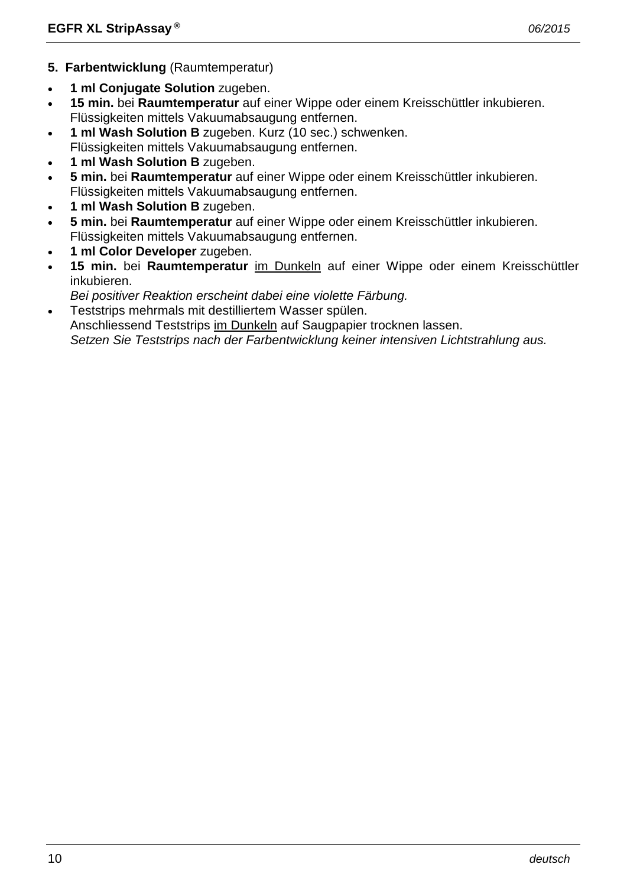**5. Farbentwicklung** (Raumtemperatur)

- **1 ml Conjugate Solution** zugeben.
- **15 min.** bei **Raumtemperatur** auf einer Wippe oder einem Kreisschüttler inkubieren.
  Flüssigkeiten mittels Vakuumabsaugung entfernen.
- **1 ml Wash Solution B** zugeben. Kurz (10 sec.) schwenken.
  Flüssigkeiten mittels Vakuumabsaugung entfernen.
- **1 ml Wash Solution B** zugeben.
- **5 min.** bei **Raumtemperatur** auf einer Wippe oder einem Kreisschüttler inkubieren.
  Flüssigkeiten mittels Vakuumabsaugung entfernen.
- **1 ml Wash Solution B** zugeben.
- **5 min.** bei **Raumtemperatur** auf einer Wippe oder einem Kreisschüttler inkubieren.
  Flüssigkeiten mittels Vakuumabsaugung entfernen.
- **1 ml Color Developer** zugeben.
- **15 min.** bei **Raumtemperatur** <u>im Dunkeln</u> auf einer Wippe oder einem Kreisschüttler inkubieren.
  *Bei positiver Reaktion erscheint dabei eine violette Färbung.*
- Teststrips mehrmals mit destilliertem Wasser spülen.
  Anschliessend Teststrips <u>im Dunkeln</u> auf Saugpapier trocknen lassen.
  *Setzen Sie Teststrips nach der Farbentwicklung keiner intensiven Lichtstrahlung aus.*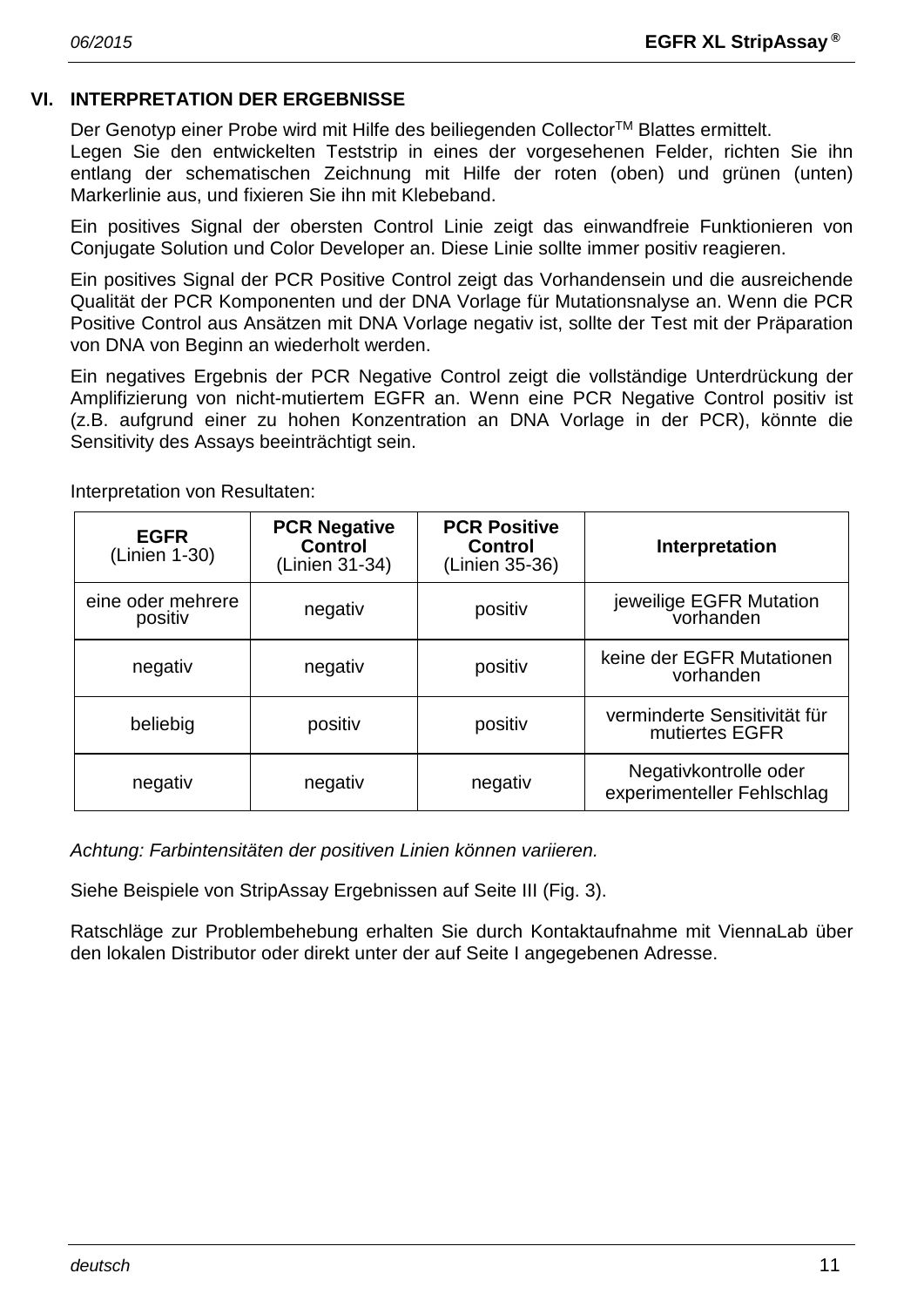## VI. INTERPRETATION DER ERGEBNISSE

Der Genotyp einer Probe wird mit Hilfe des beiliegenden Collector™ Blattes ermittelt.
Legen Sie den entwickelten Teststrip in eines der vorgesehenen Felder, richten Sie ihn entlang der schematischen Zeichnung mit Hilfe der roten (oben) und grünen (unten) Markerlinie aus, und fixieren Sie ihn mit Klebeband.

Ein positives Signal der obersten Control Linie zeigt das einwandfreie Funktionieren von Conjugate Solution und Color Developer an. Diese Linie sollte immer positiv reagieren.

Ein positives Signal der PCR Positive Control zeigt das Vorhandensein und die ausreichende Qualität der PCR Komponenten und der DNA Vorlage für Mutationsnalyse an. Wenn die PCR Positive Control aus Ansätzen mit DNA Vorlage negativ ist, sollte der Test mit der Präparation von DNA von Beginn an wiederholt werden.

Ein negatives Ergebnis der PCR Negative Control zeigt die vollständige Unterdrückung der Amplifizierung von nicht-mutiertem EGFR an. Wenn eine PCR Negative Control positiv ist (z.B. aufgrund einer zu hohen Konzentration an DNA Vorlage in der PCR), könnte die Sensitivity des Assays beeinträchtigt sein.

Interpretation von Resultaten:

| **EGFR** (Linien 1-30) | **PCR Negative Control** (Linien 31-34) | **PCR Positive Control** (Linien 35-36) | **Interpretation** |
|---|---|---|---|
| eine oder mehrere positiv | negativ | positiv | jeweilige EGFR Mutation vorhanden |
| negativ | negativ | positiv | keine der EGFR Mutationen vorhanden |
| beliebig | positiv | positiv | verminderte Sensitivität für mutiertes EGFR |
| negativ | negativ | negativ | Negativkontrolle oder experimenteller Fehlschlag |

*Achtung: Farbintensitäten der positiven Linien können variieren.*

Siehe Beispiele von StripAssay Ergebnissen auf Seite III (Fig. 3).

Ratschläge zur Problembehebung erhalten Sie durch Kontaktaufnahme mit ViennaLab über den lokalen Distributor oder direkt unter der auf Seite I angegebenen Adresse.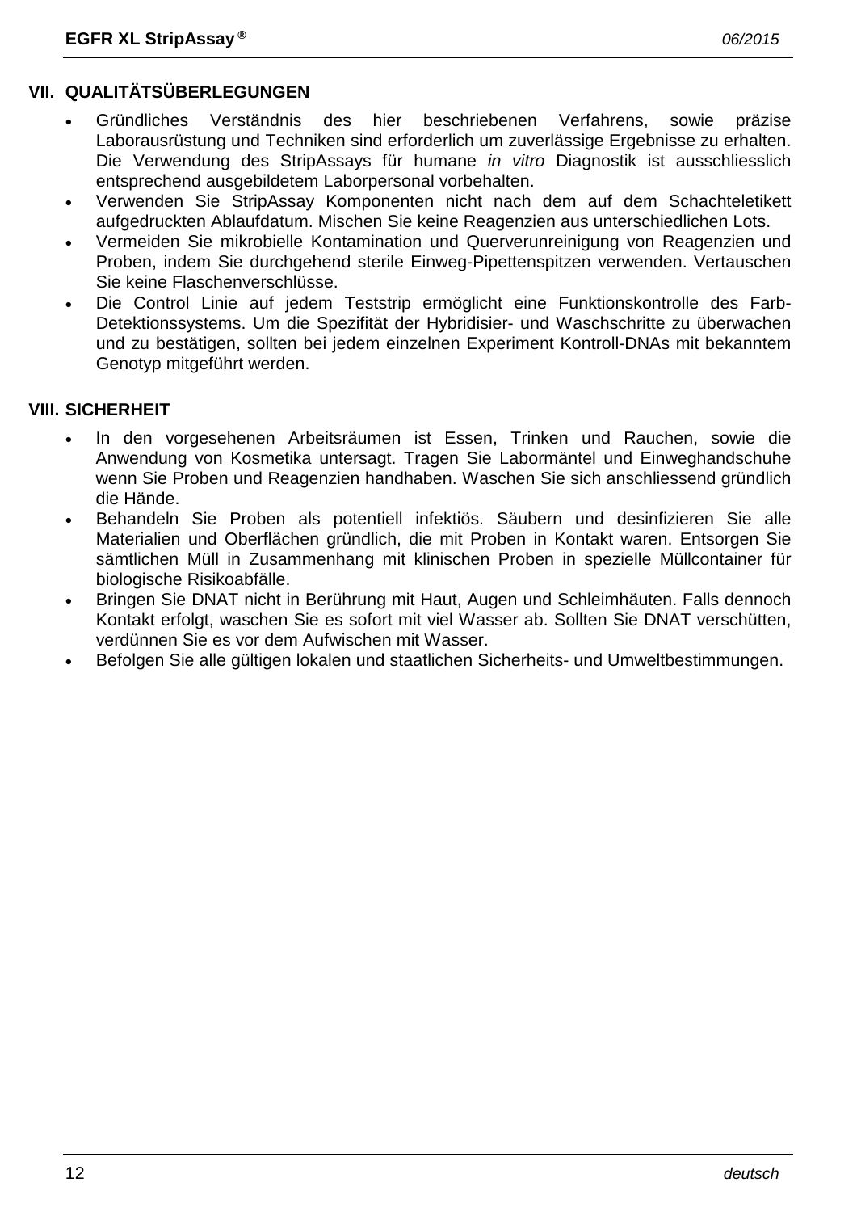## VII. QUALITÄTSÜBERLEGUNGEN

- Gründliches Verständnis des hier beschriebenen Verfahrens, sowie präzise Laborausrüstung und Techniken sind erforderlich um zuverlässige Ergebnisse zu erhalten. Die Verwendung des StripAssays für humane *in vitro* Diagnostik ist ausschliesslich entsprechend ausgebildetem Laborpersonal vorbehalten.
- Verwenden Sie StripAssay Komponenten nicht nach dem auf dem Schachteletikett aufgedruckten Ablaufdatum. Mischen Sie keine Reagenzien aus unterschiedlichen Lots.
- Vermeiden Sie mikrobielle Kontamination und Querverunreinigung von Reagenzien und Proben, indem Sie durchgehend sterile Einweg-Pipettenspitzen verwenden. Vertauschen Sie keine Flaschenverschlüsse.
- Die Control Linie auf jedem Teststrip ermöglicht eine Funktionskontrolle des Farb-Detektionssystems. Um die Spezifität der Hybridisier- und Waschschritte zu überwachen und zu bestätigen, sollten bei jedem einzelnen Experiment Kontroll-DNAs mit bekanntem Genotyp mitgeführt werden.

## VIII. SICHERHEIT

- In den vorgesehenen Arbeitsräumen ist Essen, Trinken und Rauchen, sowie die Anwendung von Kosmetika untersagt. Tragen Sie Labormäntel und Einweghandschuhe wenn Sie Proben und Reagenzien handhaben. Waschen Sie sich anschliessend gründlich die Hände.
- Behandeln Sie Proben als potentiell infektiös. Säubern und desinfizieren Sie alle Materialien und Oberflächen gründlich, die mit Proben in Kontakt waren. Entsorgen Sie sämtlichen Müll in Zusammenhang mit klinischen Proben in spezielle Müllcontainer für biologische Risikoabfälle.
- Bringen Sie DNAT nicht in Berührung mit Haut, Augen und Schleimhäuten. Falls dennoch Kontakt erfolgt, waschen Sie es sofort mit viel Wasser ab. Sollten Sie DNAT verschütten, verdünnen Sie es vor dem Aufwischen mit Wasser.
- Befolgen Sie alle gültigen lokalen und staatlichen Sicherheits- und Umweltbestimmungen.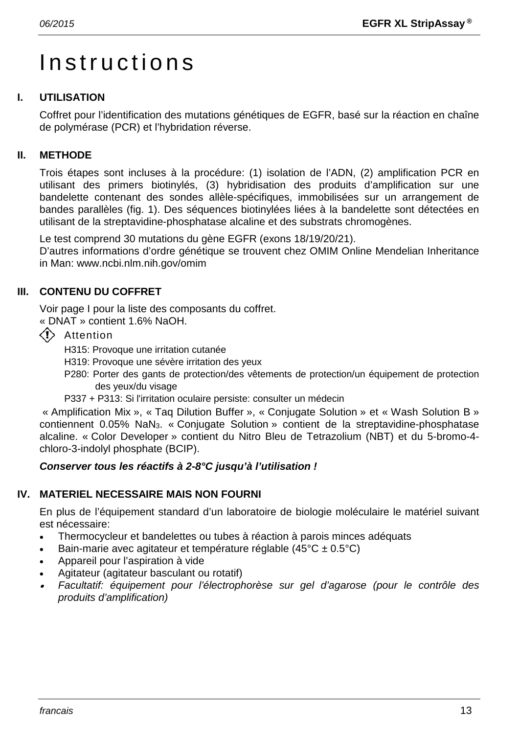# Instructions

## I. UTILISATION

Coffret pour l'identification des mutations génétiques de EGFR, basé sur la réaction en chaîne de polymérase (PCR) et l'hybridation réverse.

## II. METHODE

Trois étapes sont incluses à la procédure: (1) isolation de l'ADN, (2) amplification PCR en utilisant des primers biotinylés, (3) hybridisation des produits d'amplification sur une bandelette contenant des sondes allèle-spécifiques, immobilisées sur un arrangement de bandes parallèles (fig. 1). Des séquences biotinylées liées à la bandelette sont détectées en utilisant de la streptavidine-phosphatase alcaline et des substrats chromogènes.

Le test comprend 30 mutations du gène EGFR (exons 18/19/20/21).
D'autres informations d'ordre génétique se trouvent chez OMIM Online Mendelian Inheritance in Man: www.ncbi.nlm.nih.gov/omim

## III. CONTENU DU COFFRET

Voir page I pour la liste des composants du coffret.
« DNAT » contient 1.6% NaOH.

Attention

H315: Provoque une irritation cutanée
H319: Provoque une sévère irritation des yeux
P280: Porter des gants de protection/des vêtements de protection/un équipement de protection des yeux/du visage
P337 + P313: Si l'irritation oculaire persiste: consulter un médecin

« Amplification Mix », « Taq Dilution Buffer », « Conjugate Solution » et « Wash Solution B » contiennent 0.05% $NaN_3$. « Conjugate Solution » contient de la streptavidine-phosphatase alcaline. « Color Developer » contient du Nitro Bleu de Tetrazolium (NBT) et du 5-bromo-4-chloro-3-indolyl phosphate (BCIP).

***Conserver tous les réactifs à 2-8°C jusqu'à l'utilisation !***

## IV. MATERIEL NECESSAIRE MAIS NON FOURNI

En plus de l'équipement standard d'un laboratoire de biologie moléculaire le matériel suivant est nécessaire:

- Thermocycleur et bandelettes ou tubes à réaction à parois minces adéquats
- Bain-marie avec agitateur et température réglable (45°C ± 0.5°C)
- Appareil pour l'aspiration à vide
- Agitateur (agitateur basculant ou rotatif)
- *Facultatif: équipement pour l'électrophorèse sur gel d'agarose (pour le contrôle des produits d'amplification)*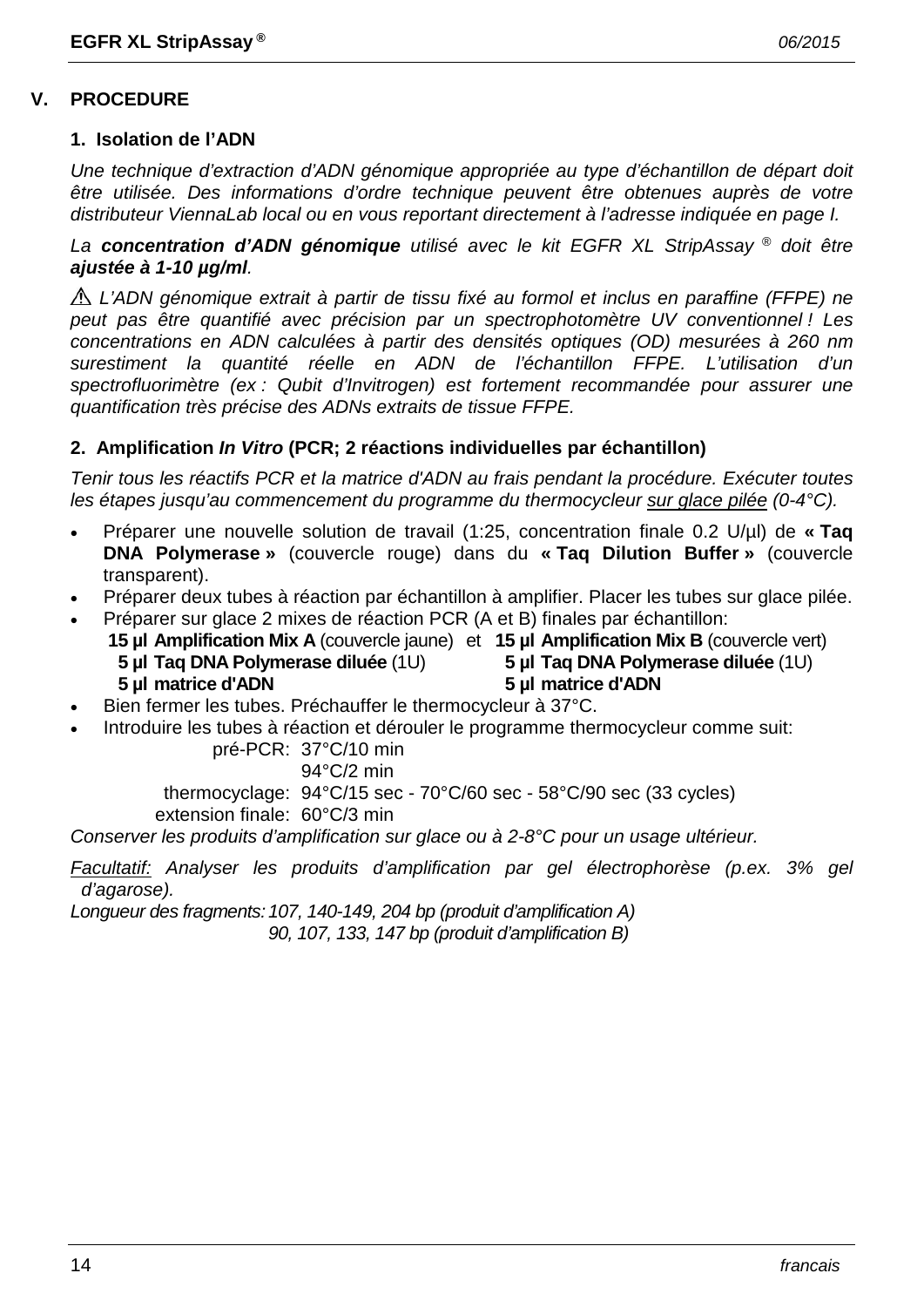## V. PROCEDURE

### 1. Isolation de l'ADN

*Une technique d'extraction d'ADN génomique appropriée au type d'échantillon de départ doit être utilisée. Des informations d'ordre technique peuvent être obtenues auprès de votre distributeur ViennaLab local ou en vous reportant directement à l'adresse indiquée en page I.*

*La **concentration d'ADN génomique** utilisé avec le kit EGFR XL StripAssay ® doit être **ajustée à 1-10 µg/ml**.*

⚠ *L'ADN génomique extrait à partir de tissu fixé au formol et inclus en paraffine (FFPE) ne peut pas être quantifié avec précision par un spectrophotomètre UV conventionnel ! Les concentrations en ADN calculées à partir des densités optiques (OD) mesurées à 260 nm surestiment la quantité réelle en ADN de l'échantillon FFPE. L'utilisation d'un spectrofluorimètre (ex : Qubit d'Invitrogen) est fortement recommandée pour assurer une quantification très précise des ADNs extraits de tissue FFPE.*

### 2. Amplification *In Vitro* (PCR; 2 réactions individuelles par échantillon)

*Tenir tous les réactifs PCR et la matrice d'ADN au frais pendant la procédure. Exécuter toutes les étapes jusqu'au commencement du programme du thermocycleur sur glace pilée (0-4°C).*

- Préparer une nouvelle solution de travail (1:25, concentration finale 0.2 U/µl) de **« Taq DNA Polymerase »** (couvercle rouge) dans du **« Taq Dilution Buffer »** (couvercle transparent).
- Préparer deux tubes à réaction par échantillon à amplifier. Placer les tubes sur glace pilée.
- Préparer sur glace 2 mixes de réaction PCR (A et B) finales par échantillon:

  **15 µl Amplification Mix A** (couvercle jaune) et **15 µl Amplification Mix B** (couvercle vert)
  **5 µl Taq DNA Polymerase diluée** (1U) — **5 µl Taq DNA Polymerase diluée** (1U)
  **5 µl matrice d'ADN** — **5 µl matrice d'ADN**

- Bien fermer les tubes. Préchauffer le thermocycleur à 37°C.
- Introduire les tubes à réaction et dérouler le programme thermocycleur comme suit:

  pré-PCR: 37°C/10 min
  94°C/2 min
  thermocyclage: 94°C/15 sec - 70°C/60 sec - 58°C/90 sec (33 cycles)
  extension finale: 60°C/3 min

*Conserver les produits d'amplification sur glace ou à 2-8°C pour un usage ultérieur.*

*Facultatif: Analyser les produits d'amplification par gel électrophorèse (p.ex. 3% gel d'agarose).*

*Longueur des fragments: 107, 140-149, 204 bp (produit d'amplification A)*
*90, 107, 133, 147 bp (produit d'amplification B)*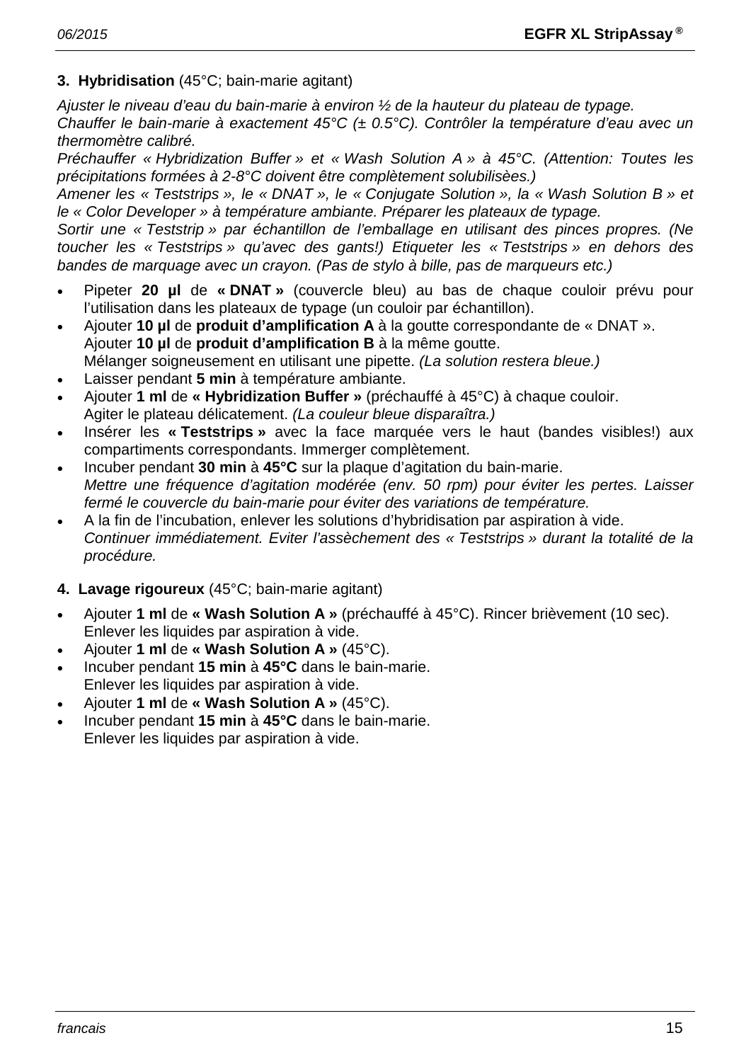**3. Hybridisation** (45°C; bain-marie agitant)

*Ajuster le niveau d'eau du bain-marie à environ ½ de la hauteur du plateau de typage.*
*Chauffer le bain-marie à exactement 45°C (± 0.5°C). Contrôler la température d'eau avec un thermomètre calibré.*
*Préchauffer « Hybridization Buffer » et « Wash Solution A » à 45°C. (Attention: Toutes les précipitations formées à 2-8°C doivent être complètement solubilisèes.)*
*Amener les « Teststrips », le « DNAT », le « Conjugate Solution », la « Wash Solution B » et le « Color Developer » à température ambiante. Préparer les plateaux de typage.*
*Sortir une « Teststrip » par échantillon de l'emballage en utilisant des pinces propres. (Ne toucher les « Teststrips » qu'avec des gants!) Etiqueter les « Teststrips » en dehors des bandes de marquage avec un crayon. (Pas de stylo à bille, pas de marqueurs etc.)*

- Pipeter **20 µl** de **« DNAT »** (couvercle bleu) au bas de chaque couloir prévu pour l'utilisation dans les plateaux de typage (un couloir par échantillon).
- Ajouter **10 µl** de **produit d'amplification A** à la goutte correspondante de « DNAT ».
  Ajouter **10 µl** de **produit d'amplification B** à la même goutte.
  Mélanger soigneusement en utilisant une pipette. *(La solution restera bleue.)*
- Laisser pendant **5 min** à température ambiante.
- Ajouter **1 ml** de **« Hybridization Buffer »** (préchauffé à 45°C) à chaque couloir.
  Agiter le plateau délicatement. *(La couleur bleue disparaîtra.)*
- Insérer les **« Teststrips »** avec la face marquée vers le haut (bandes visibles!) aux compartiments correspondants. Immerger complètement.
- Incuber pendant **30 min** à **45°C** sur la plaque d'agitation du bain-marie.
  *Mettre une fréquence d'agitation modérée (env. 50 rpm) pour éviter les pertes. Laisser fermé le couvercle du bain-marie pour éviter des variations de température.*
- A la fin de l'incubation, enlever les solutions d'hybridisation par aspiration à vide.
  *Continuer immédiatement. Eviter l'assèchement des « Teststrips » durant la totalité de la procédure.*

**4. Lavage rigoureux** (45°C; bain-marie agitant)

- Ajouter **1 ml** de **« Wash Solution A »** (préchauffé à 45°C). Rincer brièvement (10 sec).
  Enlever les liquides par aspiration à vide.
- Ajouter **1 ml** de **« Wash Solution A »** (45°C).
- Incuber pendant **15 min** à **45°C** dans le bain-marie.
  Enlever les liquides par aspiration à vide.
- Ajouter **1 ml** de **« Wash Solution A »** (45°C).
- Incuber pendant **15 min** à **45°C** dans le bain-marie.
  Enlever les liquides par aspiration à vide.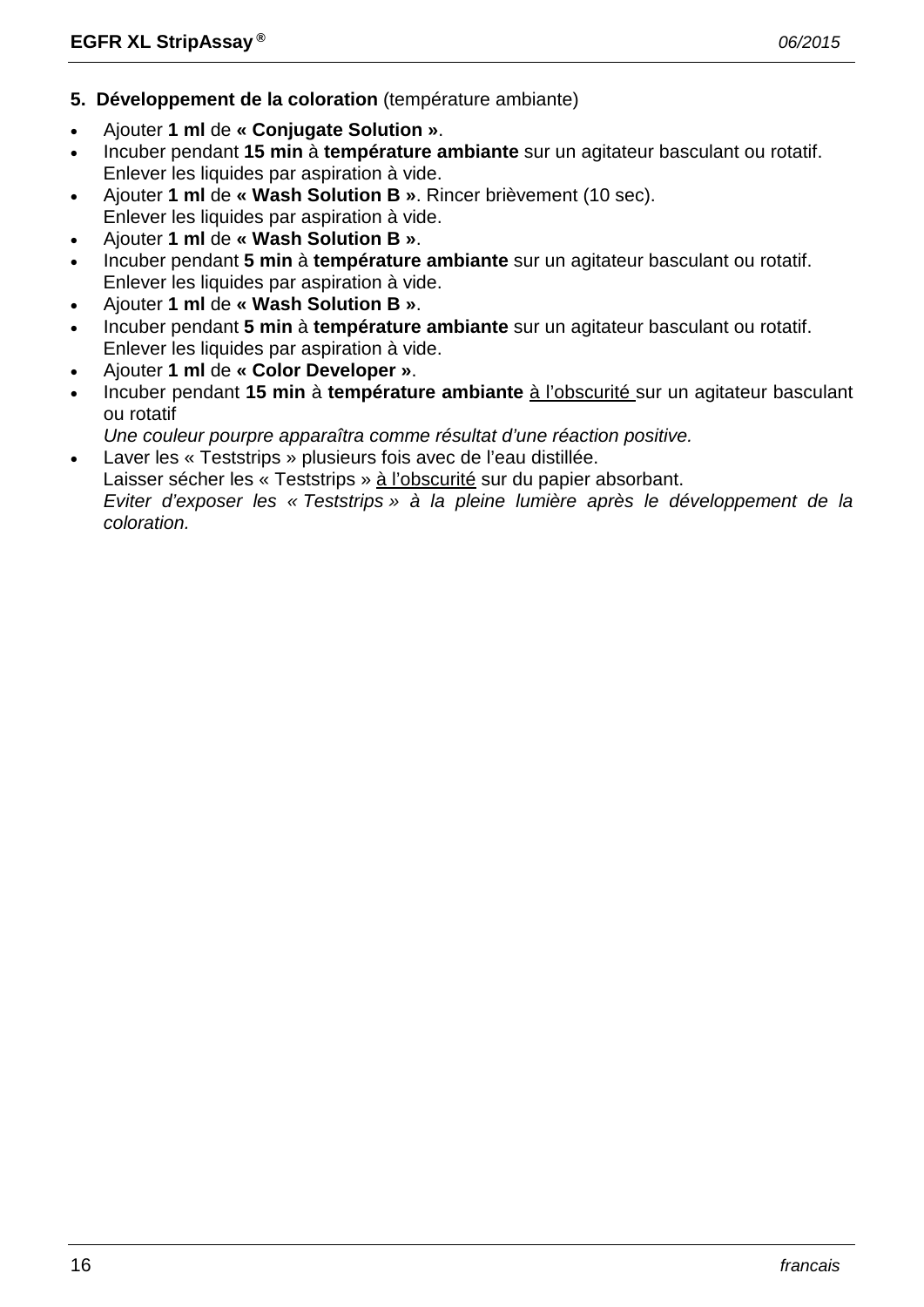**5. Développement de la coloration** (température ambiante)

- Ajouter **1 ml** de **« Conjugate Solution »**.
- Incuber pendant **15 min** à **température ambiante** sur un agitateur basculant ou rotatif.
  Enlever les liquides par aspiration à vide.
- Ajouter **1 ml** de **« Wash Solution B »**. Rincer brièvement (10 sec).
  Enlever les liquides par aspiration à vide.
- Ajouter **1 ml** de **« Wash Solution B »**.
- Incuber pendant **5 min** à **température ambiante** sur un agitateur basculant ou rotatif.
  Enlever les liquides par aspiration à vide.
- Ajouter **1 ml** de **« Wash Solution B »**.
- Incuber pendant **5 min** à **température ambiante** sur un agitateur basculant ou rotatif.
  Enlever les liquides par aspiration à vide.
- Ajouter **1 ml** de **« Color Developer »**.
- Incuber pendant **15 min** à **température ambiante** <u>à l'obscurité</u> sur un agitateur basculant ou rotatif
  *Une couleur pourpre apparaîtra comme résultat d'une réaction positive.*
- Laver les « Teststrips » plusieurs fois avec de l'eau distillée.
  Laisser sécher les « Teststrips » <u>à l'obscurité</u> sur du papier absorbant.
  *Eviter d'exposer les « Teststrips » à la pleine lumière après le développement de la coloration.*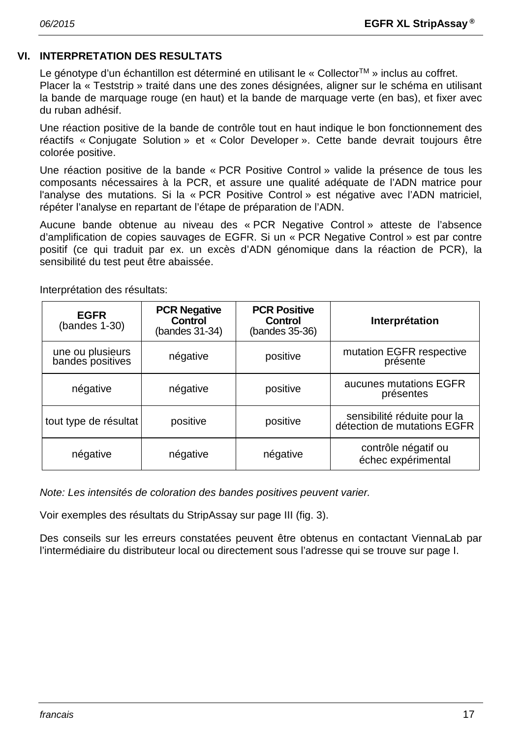## VI. INTERPRETATION DES RESULTATS

Le génotype d'un échantillon est déterminé en utilisant le « Collector™ » inclus au coffret.
Placer la « Teststrip » traité dans une des zones désignées, aligner sur le schéma en utilisant la bande de marquage rouge (en haut) et la bande de marquage verte (en bas), et fixer avec du ruban adhésif.

Une réaction positive de la bande de contrôle tout en haut indique le bon fonctionnement des réactifs « Conjugate Solution » et « Color Developer ». Cette bande devrait toujours être colorée positive.

Une réaction positive de la bande « PCR Positive Control » valide la présence de tous les composants nécessaires à la PCR, et assure une qualité adéquate de l'ADN matrice pour l'analyse des mutations. Si la « PCR Positive Control » est négative avec l'ADN matriciel, répéter l'analyse en repartant de l'étape de préparation de l'ADN.

Aucune bande obtenue au niveau des « PCR Negative Control » atteste de l'absence d'amplification de copies sauvages de EGFR. Si un « PCR Negative Control » est par contre positif (ce qui traduit par ex. un excès d'ADN génomique dans la réaction de PCR), la sensibilité du test peut être abaissée.

Interprétation des résultats:

| **EGFR** (bandes 1-30) | **PCR Negative Control** (bandes 31-34) | **PCR Positive Control** (bandes 35-36) | **Interprétation** |
|---|---|---|---|
| une ou plusieurs bandes positives | négative | positive | mutation EGFR respective présente |
| négative | négative | positive | aucunes mutations EGFR présentes |
| tout type de résultat | positive | positive | sensibilité réduite pour la détection de mutations EGFR |
| négative | négative | négative | contrôle négatif ou échec expérimental |

*Note: Les intensités de coloration des bandes positives peuvent varier.*

Voir exemples des résultats du StripAssay sur page III (fig. 3).

Des conseils sur les erreurs constatées peuvent être obtenus en contactant ViennaLab par l'intermédiaire du distributeur local ou directement sous l'adresse qui se trouve sur page I.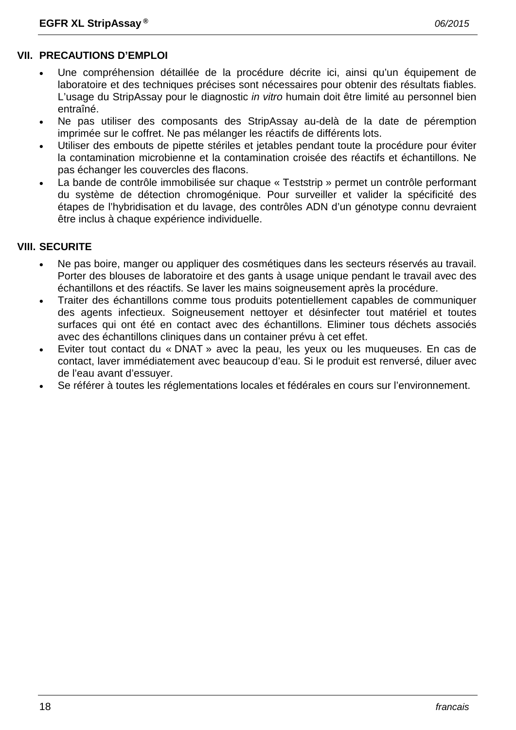## VII. PRECAUTIONS D'EMPLOI

- Une compréhension détaillée de la procédure décrite ici, ainsi qu'un équipement de laboratoire et des techniques précises sont nécessaires pour obtenir des résultats fiables. L'usage du StripAssay pour le diagnostic *in vitro* humain doit être limité au personnel bien entraîné.
- Ne pas utiliser des composants des StripAssay au-delà de la date de péremption imprimée sur le coffret. Ne pas mélanger les réactifs de différents lots.
- Utiliser des embouts de pipette stériles et jetables pendant toute la procédure pour éviter la contamination microbienne et la contamination croisée des réactifs et échantillons. Ne pas échanger les couvercles des flacons.
- La bande de contrôle immobilisée sur chaque « Teststrip » permet un contrôle performant du système de détection chromogénique. Pour surveiller et valider la spécificité des étapes de l'hybridisation et du lavage, des contrôles ADN d'un génotype connu devraient être inclus à chaque expérience individuelle.

## VIII. SECURITE

- Ne pas boire, manger ou appliquer des cosmétiques dans les secteurs réservés au travail. Porter des blouses de laboratoire et des gants à usage unique pendant le travail avec des échantillons et des réactifs. Se laver les mains soigneusement après la procédure.
- Traiter des échantillons comme tous produits potentiellement capables de communiquer des agents infectieux. Soigneusement nettoyer et désinfecter tout matériel et toutes surfaces qui ont été en contact avec des échantillons. Eliminer tous déchets associés avec des échantillons cliniques dans un container prévu à cet effet.
- Eviter tout contact du « DNAT » avec la peau, les yeux ou les muqueuses. En cas de contact, laver immédiatement avec beaucoup d'eau. Si le produit est renversé, diluer avec de l'eau avant d'essuyer.
- Se référer à toutes les réglementations locales et fédérales en cours sur l'environnement.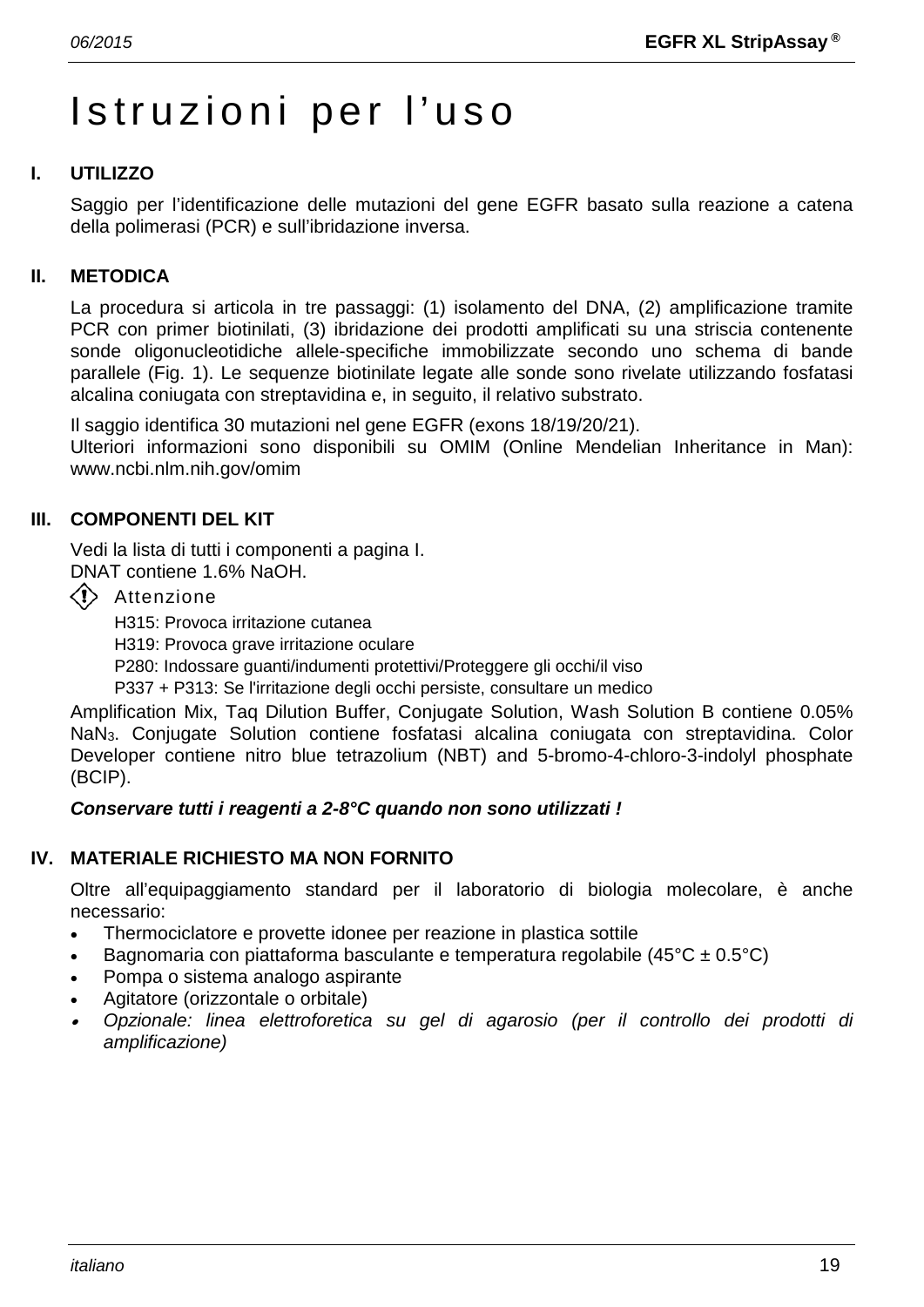# Istruzioni per l’uso

## I. UTILIZZO

Saggio per l’identificazione delle mutazioni del gene EGFR basato sulla reazione a catena della polimerasi (PCR) e sull’ibridazione inversa.

## II. METODICA

La procedura si articola in tre passaggi: (1) isolamento del DNA, (2) amplificazione tramite PCR con primer biotinilati, (3) ibridazione dei prodotti amplificati su una striscia contenente sonde oligonucleotidiche allele-specifiche immobilizzate secondo uno schema di bande parallele (Fig. 1). Le sequenze biotinilate legate alle sonde sono rivelate utilizzando fosfatasi alcalina coniugata con streptavidina e, in seguito, il relativo substrato.

Il saggio identifica 30 mutazioni nel gene EGFR (exons 18/19/20/21).
Ulteriori informazioni sono disponibili su OMIM (Online Mendelian Inheritance in Man): www.ncbi.nlm.nih.gov/omim

## III. COMPONENTI DEL KIT

Vedi la lista di tutti i componenti a pagina I.
DNAT contiene 1.6% NaOH.

Attenzione

H315: Provoca irritazione cutanea
H319: Provoca grave irritazione oculare
P280: Indossare guanti/indumenti protettivi/Proteggere gli occhi/il viso
P337 + P313: Se l'irritazione degli occhi persiste, consultare un medico

Amplification Mix, Taq Dilution Buffer, Conjugate Solution, Wash Solution B contiene 0.05% $NaN_3$. Conjugate Solution contiene fosfatasi alcalina coniugata con streptavidina. Color Developer contiene nitro blue tetrazolium (NBT) and 5-bromo-4-chloro-3-indolyl phosphate (BCIP).

***Conservare tutti i reagenti a 2-8°C quando non sono utilizzati !***

## IV. MATERIALE RICHIESTO MA NON FORNITO

Oltre all’equipaggiamento standard per il laboratorio di biologia molecolare, è anche necessario:

- Thermociclatore e provette idonee per reazione in plastica sottile
- Bagnomaria con piattaforma basculante e temperatura regolabile (45°C ± 0.5°C)
- Pompa o sistema analogo aspirante
- Agitatore (orizzontale o orbitale)
- *Opzionale: linea elettroforetica su gel di agarosio (per il controllo dei prodotti di amplificazione)*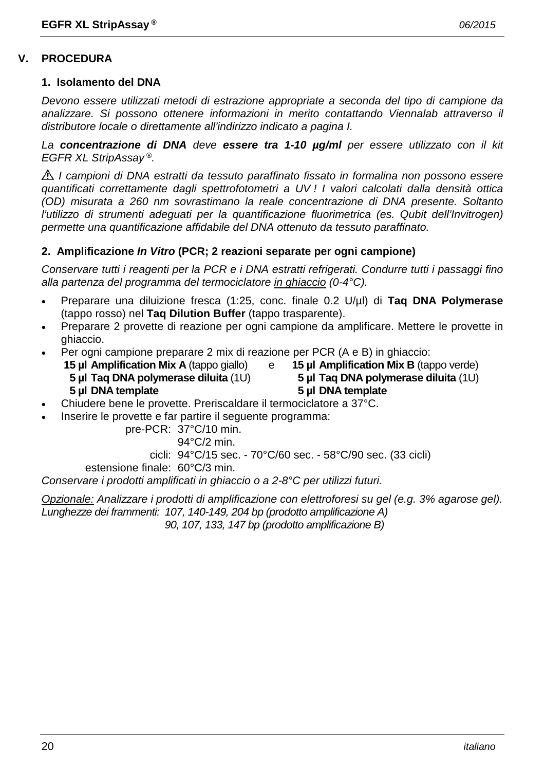## V. PROCEDURA

### 1. Isolamento del DNA

*Devono essere utilizzati metodi di estrazione appropriate a seconda del tipo di campione da analizzare. Si possono ottenere informazioni in merito contattando Viennalab attraverso il distributore locale o direttamente all'indirizzo indicato a pagina I.*

*La **concentrazione di DNA** deve **essere tra 1-10 µg/ml** per essere utilizzato con il kit EGFR XL StripAssay®.*

⚠ *I campioni di DNA estratti da tessuto paraffinato fissato in formalina non possono essere quantificati correttamente dagli spettrofotometri a UV ! I valori calcolati dalla densità ottica (OD) misurata a 260 nm sovrastimano la reale concentrazione di DNA presente. Soltanto l'utilizzo di strumenti adeguati per la quantificazione fluorimetrica (es. Qubit dell'Invitrogen) permette una quantificazione affidabile del DNA ottenuto da tessuto paraffinato.*

### 2. Amplificazione *In Vitro* (PCR; 2 reazioni separate per ogni campione)

*Conservare tutti i reagenti per la PCR e i DNA estratti refrigerati. Condurre tutti i passaggi fino alla partenza del programma del termociclatore in ghiaccio (0-4°C).*

- Preparare una diluizione fresca (1:25, conc. finale 0.2 U/µl) di **Taq DNA Polymerase** (tappo rosso) nel **Taq Dilution Buffer** (tappo trasparente).
- Preparare 2 provette di reazione per ogni campione da amplificare. Mettere le provette in ghiaccio.
- Per ogni campione preparare 2 mix di reazione per PCR (A e B) in ghiaccio:

| | | e | |
|---|---|---|---|
| 15 µl | **Amplification Mix A** (tappo giallo) | | 15 µl **Amplification Mix B** (tappo verde) |
| 5 µl | **Taq DNA polymerase diluita** (1U) | | 5 µl **Taq DNA polymerase diluita** (1U) |
| 5 µl | **DNA template** | | 5 µl **DNA template** |

- Chiudere bene le provette. Preriscaldare il termociclatore a 37°C.
- Inserire le provette e far partire il seguente programma:

| | |
|---|---|
| pre-PCR: | 37°C/10 min. |
| | 94°C/2 min. |
| cicli: | 94°C/15 sec. - 70°C/60 sec. - 58°C/90 sec. (33 cicli) |
| estensione finale: | 60°C/3 min. |

*Conservare i prodotti amplificati in ghiaccio o a 2-8°C per utilizzi futuri.*

*Opzionale: Analizzare i prodotti di amplificazione con elettroforesi su gel (e.g. 3% agarose gel).*
*Lunghezze dei frammenti: 107, 140-149, 204 bp (prodotto amplificazione A)*
*90, 107, 133, 147 bp (prodotto amplificazione B)*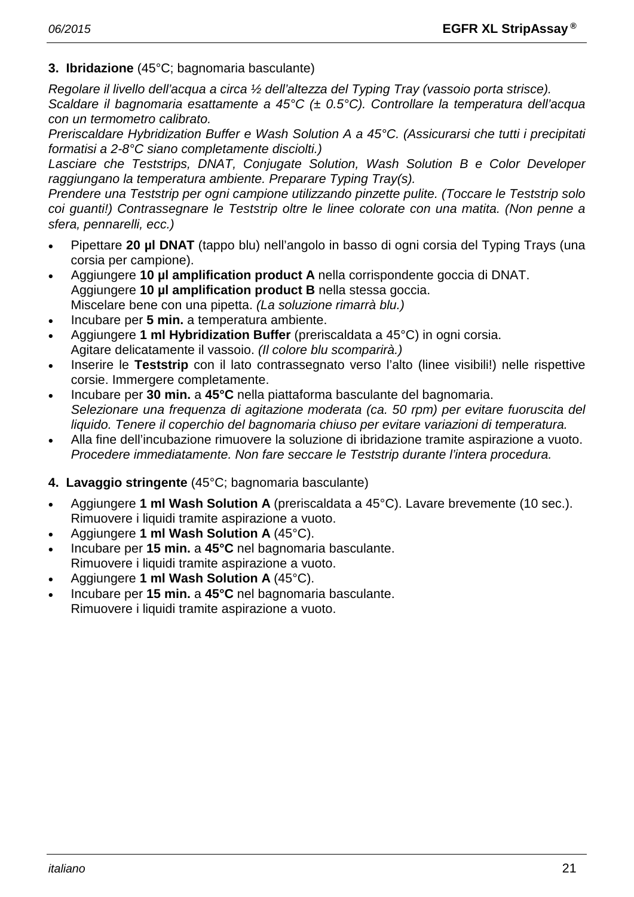**3. Ibridazione** (45°C; bagnomaria basculante)

*Regolare il livello dell'acqua a circa ½ dell'altezza del Typing Tray (vassoio porta strisce).*
*Scaldare il bagnomaria esattamente a 45°C (± 0.5°C). Controllare la temperatura dell'acqua con un termometro calibrato.*
*Preriscaldare Hybridization Buffer e Wash Solution A a 45°C. (Assicurarsi che tutti i precipitati formatisi a 2-8°C siano completamente disciolti.)*
*Lasciare che Teststrips, DNAT, Conjugate Solution, Wash Solution B e Color Developer raggiungano la temperatura ambiente. Preparare Typing Tray(s).*
*Prendere una Teststrip per ogni campione utilizzando pinzette pulite. (Toccare le Teststrip solo coi guanti!) Contrassegnare le Teststrip oltre le linee colorate con una matita. (Non penne a sfera, pennarelli, ecc.)*

- Pipettare **20 µl DNAT** (tappo blu) nell'angolo in basso di ogni corsia del Typing Trays (una corsia per campione).
- Aggiungere **10 µl amplification product A** nella corrispondente goccia di DNAT.
  Aggiungere **10 µl amplification product B** nella stessa goccia.
  Miscelare bene con una pipetta. *(La soluzione rimarrà blu.)*
- Incubare per **5 min.** a temperatura ambiente.
- Aggiungere **1 ml Hybridization Buffer** (preriscaldata a 45°C) in ogni corsia.
  Agitare delicatamente il vassoio. *(Il colore blu scomparirà.)*
- Inserire le **Teststrip** con il lato contrassegnato verso l'alto (linee visibili!) nelle rispettive corsie. Immergere completamente.
- Incubare per **30 min.** a **45°C** nella piattaforma basculante del bagnomaria.
  *Selezionare una frequenza di agitazione moderata (ca. 50 rpm) per evitare fuoruscita del liquido. Tenere il coperchio del bagnomaria chiuso per evitare variazioni di temperatura.*
- Alla fine dell'incubazione rimuovere la soluzione di ibridazione tramite aspirazione a vuoto.
  *Procedere immediatamente. Non fare seccare le Teststrip durante l'intera procedura.*

**4. Lavaggio stringente** (45°C; bagnomaria basculante)

- Aggiungere **1 ml Wash Solution A** (preriscaldata a 45°C). Lavare brevemente (10 sec.).
  Rimuovere i liquidi tramite aspirazione a vuoto.
- Aggiungere **1 ml Wash Solution A** (45°C).
- Incubare per **15 min.** a **45°C** nel bagnomaria basculante.
  Rimuovere i liquidi tramite aspirazione a vuoto.
- Aggiungere **1 ml Wash Solution A** (45°C).
- Incubare per **15 min.** a **45°C** nel bagnomaria basculante.
  Rimuovere i liquidi tramite aspirazione a vuoto.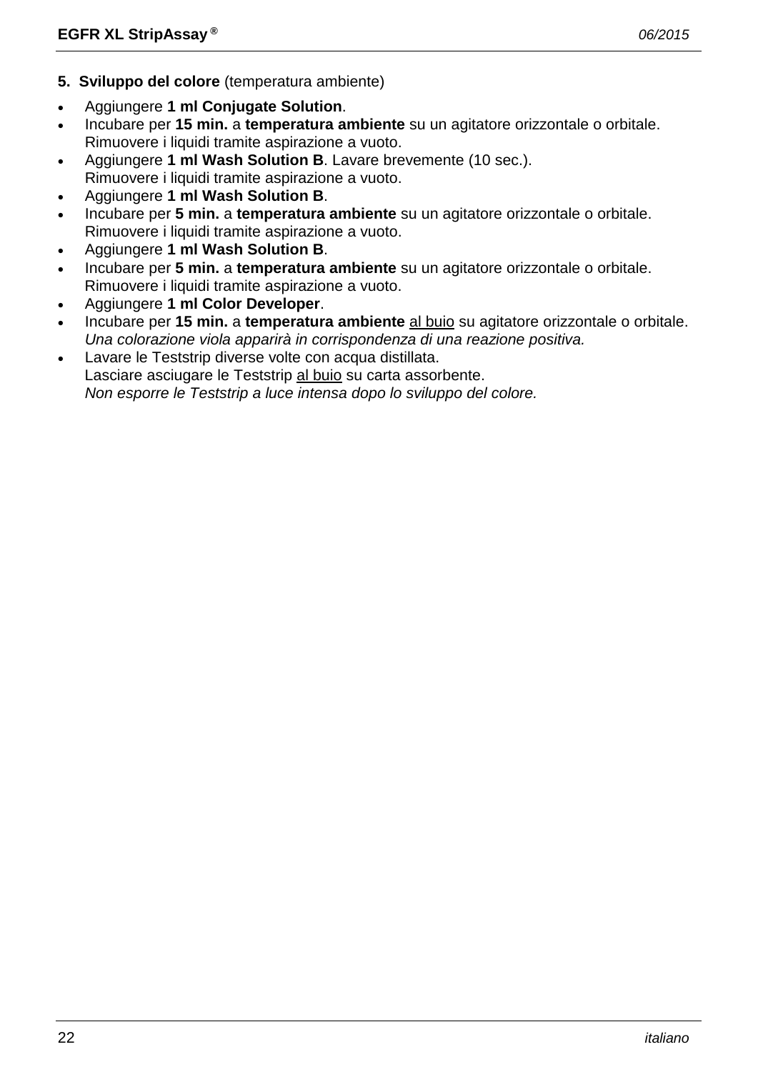**5. Sviluppo del colore** (temperatura ambiente)

- Aggiungere **1 ml Conjugate Solution**.
- Incubare per **15 min.** a **temperatura ambiente** su un agitatore orizzontale o orbitale.
  Rimuovere i liquidi tramite aspirazione a vuoto.
- Aggiungere **1 ml Wash Solution B**. Lavare brevemente (10 sec.).
  Rimuovere i liquidi tramite aspirazione a vuoto.
- Aggiungere **1 ml Wash Solution B**.
- Incubare per **5 min.** a **temperatura ambiente** su un agitatore orizzontale o orbitale.
  Rimuovere i liquidi tramite aspirazione a vuoto.
- Aggiungere **1 ml Wash Solution B**.
- Incubare per **5 min.** a **temperatura ambiente** su un agitatore orizzontale o orbitale.
  Rimuovere i liquidi tramite aspirazione a vuoto.
- Aggiungere **1 ml Color Developer**.
- Incubare per **15 min.** a **temperatura ambiente** al buio su agitatore orizzontale o orbitale.
  *Una colorazione viola apparirà in corrispondenza di una reazione positiva.*
- Lavare le Teststrip diverse volte con acqua distillata.
  Lasciare asciugare le Teststrip al buio su carta assorbente.
  *Non esporre le Teststrip a luce intensa dopo lo sviluppo del colore.*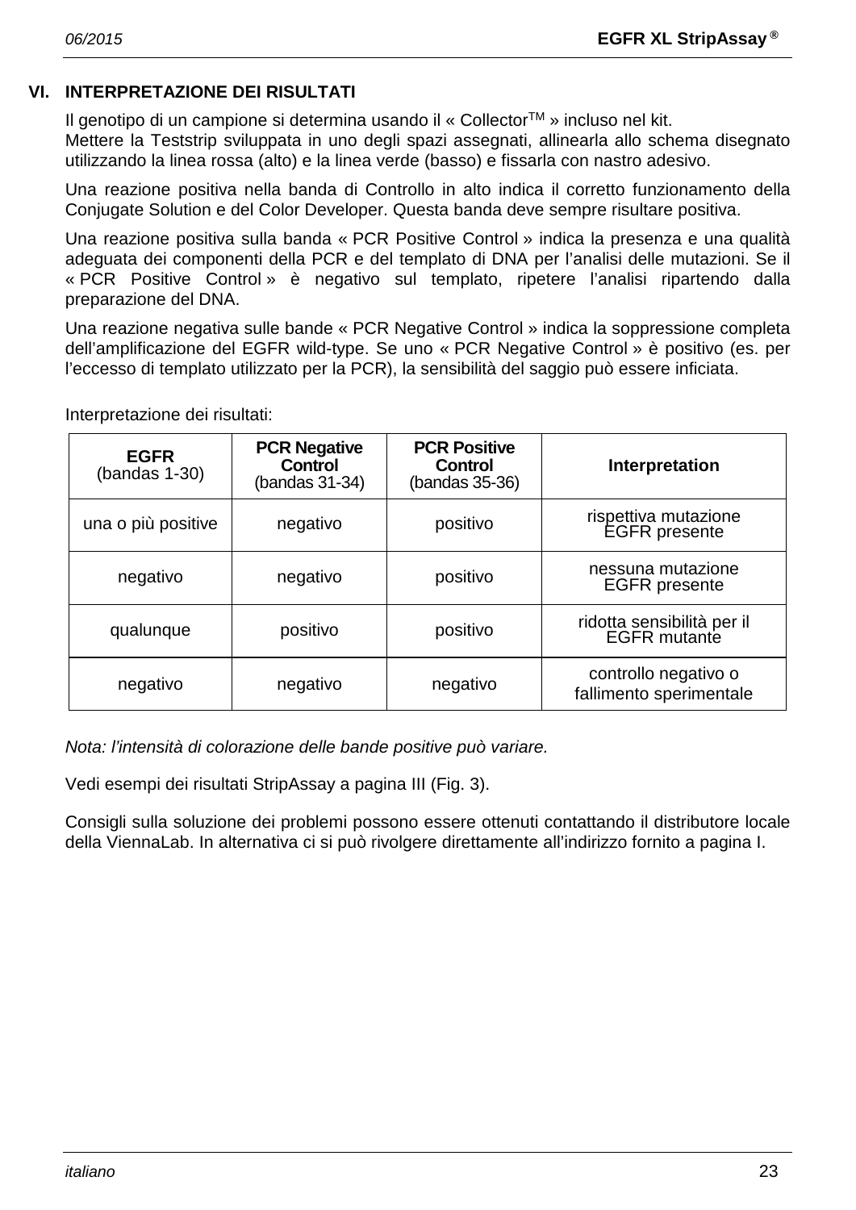## VI. INTERPRETAZIONE DEI RISULTATI

Il genotipo di un campione si determina usando il « Collector™ » incluso nel kit.
Mettere la Teststrip sviluppata in uno degli spazi assegnati, allinearla allo schema disegnato utilizzando la linea rossa (alto) e la linea verde (basso) e fissarla con nastro adesivo.

Una reazione positiva nella banda di Controllo in alto indica il corretto funzionamento della Conjugate Solution e del Color Developer. Questa banda deve sempre risultare positiva.

Una reazione positiva sulla banda « PCR Positive Control » indica la presenza e una qualità adeguata dei componenti della PCR e del templato di DNA per l'analisi delle mutazioni. Se il « PCR Positive Control » è negativo sul templato, ripetere l'analisi ripartendo dalla preparazione del DNA.

Una reazione negativa sulle bande « PCR Negative Control » indica la soppressione completa dell'amplificazione del EGFR wild-type. Se uno « PCR Negative Control » è positivo (es. per l'eccesso di templato utilizzato per la PCR), la sensibilità del saggio può essere inficiata.

Interpretazione dei risultati:

| **EGFR** (bandas 1-30) | **PCR Negative Control** (bandas 31-34) | **PCR Positive Control** (bandas 35-36) | **Interpretation** |
|---|---|---|---|
| una o più positive | negativo | positivo | rispettiva mutazione EGFR presente |
| negativo | negativo | positivo | nessuna mutazione EGFR presente |
| qualunque | positivo | positivo | ridotta sensibilità per il EGFR mutante |
| negativo | negativo | negativo | controllo negativo o fallimento sperimentale |

*Nota: l'intensità di colorazione delle bande positive può variare.*

Vedi esempi dei risultati StripAssay a pagina III (Fig. 3).

Consigli sulla soluzione dei problemi possono essere ottenuti contattando il distributore locale della ViennaLab. In alternativa ci si può rivolgere direttamente all'indirizzo fornito a pagina I.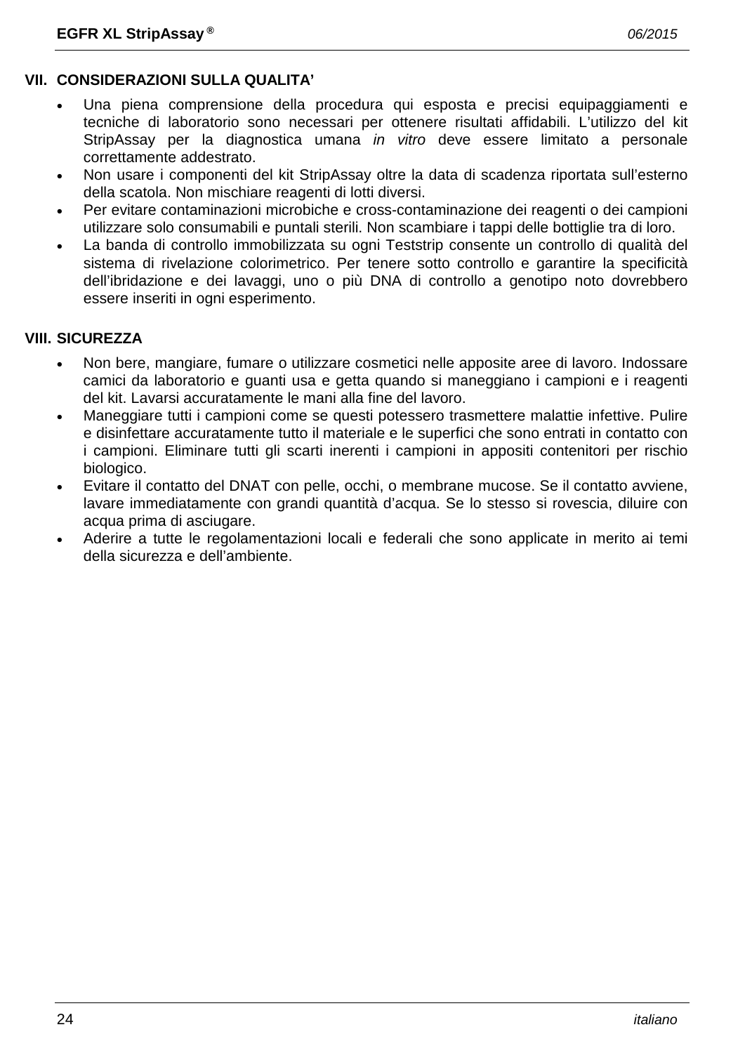## VII. CONSIDERAZIONI SULLA QUALITA'

- Una piena comprensione della procedura qui esposta e precisi equipaggiamenti e tecniche di laboratorio sono necessari per ottenere risultati affidabili. L'utilizzo del kit StripAssay per la diagnostica umana *in vitro* deve essere limitato a personale correttamente addestrato.
- Non usare i componenti del kit StripAssay oltre la data di scadenza riportata sull'esterno della scatola. Non mischiare reagenti di lotti diversi.
- Per evitare contaminazioni microbiche e cross-contaminazione dei reagenti o dei campioni utilizzare solo consumabili e puntali sterili. Non scambiare i tappi delle bottiglie tra di loro.
- La banda di controllo immobilizzata su ogni Teststrip consente un controllo di qualità del sistema di rivelazione colorimetrico. Per tenere sotto controllo e garantire la specificità dell'ibridazione e dei lavaggi, uno o più DNA di controllo a genotipo noto dovrebbero essere inseriti in ogni esperimento.

## VIII. SICUREZZA

- Non bere, mangiare, fumare o utilizzare cosmetici nelle apposite aree di lavoro. Indossare camici da laboratorio e guanti usa e getta quando si maneggiano i campioni e i reagenti del kit. Lavarsi accuratamente le mani alla fine del lavoro.
- Maneggiare tutti i campioni come se questi potessero trasmettere malattie infettive. Pulire e disinfettare accuratamente tutto il materiale e le superfici che sono entrati in contatto con i campioni. Eliminare tutti gli scarti inerenti i campioni in appositi contenitori per rischio biologico.
- Evitare il contatto del DNAT con pelle, occhi, o membrane mucose. Se il contatto avviene, lavare immediatamente con grandi quantità d'acqua. Se lo stesso si rovescia, diluire con acqua prima di asciugare.
- Aderire a tutte le regolamentazioni locali e federali che sono applicate in merito ai temi della sicurezza e dell'ambiente.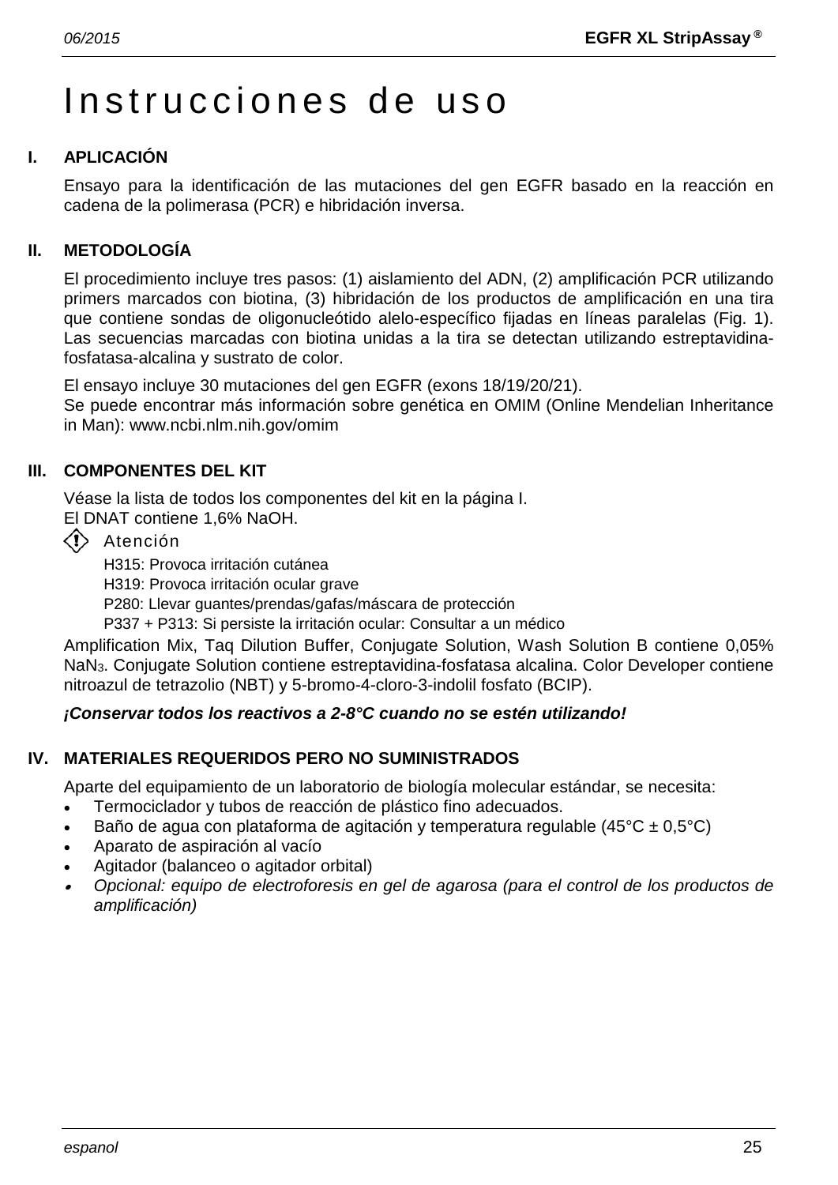# Instrucciones de uso

## I. APLICACIÓN

Ensayo para la identificación de las mutaciones del gen EGFR basado en la reacción en cadena de la polimerasa (PCR) e hibridación inversa.

## II. METODOLOGÍA

El procedimiento incluye tres pasos: (1) aislamiento del ADN, (2) amplificación PCR utilizando primers marcados con biotina, (3) hibridación de los productos de amplificación en una tira que contiene sondas de oligonucleótido alelo-específico fijadas en líneas paralelas (Fig. 1). Las secuencias marcadas con biotina unidas a la tira se detectan utilizando estreptavidina-fosfatasa-alcalina y sustrato de color.

El ensayo incluye 30 mutaciones del gen EGFR (exons 18/19/20/21).
Se puede encontrar más información sobre genética en OMIM (Online Mendelian Inheritance in Man): www.ncbi.nlm.nih.gov/omim

## III. COMPONENTES DEL KIT

Véase la lista de todos los componentes del kit en la página I.
El DNAT contiene 1,6% NaOH.

Atención

H315: Provoca irritación cutánea
H319: Provoca irritación ocular grave
P280: Llevar guantes/prendas/gafas/máscara de protección
P337 + P313: Si persiste la irritación ocular: Consultar a un médico

Amplification Mix, Taq Dilution Buffer, Conjugate Solution, Wash Solution B contiene 0,05% $NaN_3$. Conjugate Solution contiene estreptavidina-fosfatasa alcalina. Color Developer contiene nitroazul de tetrazolio (NBT) y 5-bromo-4-cloro-3-indolil fosfato (BCIP).

***¡Conservar todos los reactivos a 2-8°C cuando no se estén utilizando!***

## IV. MATERIALES REQUERIDOS PERO NO SUMINISTRADOS

Aparte del equipamiento de un laboratorio de biología molecular estándar, se necesita:

- Termociclador y tubos de reacción de plástico fino adecuados.
- Baño de agua con plataforma de agitación y temperatura regulable (45°C ± 0,5°C)
- Aparato de aspiración al vacío
- Agitador (balanceo o agitador orbital)
- *Opcional: equipo de electroforesis en gel de agarosa (para el control de los productos de amplificación)*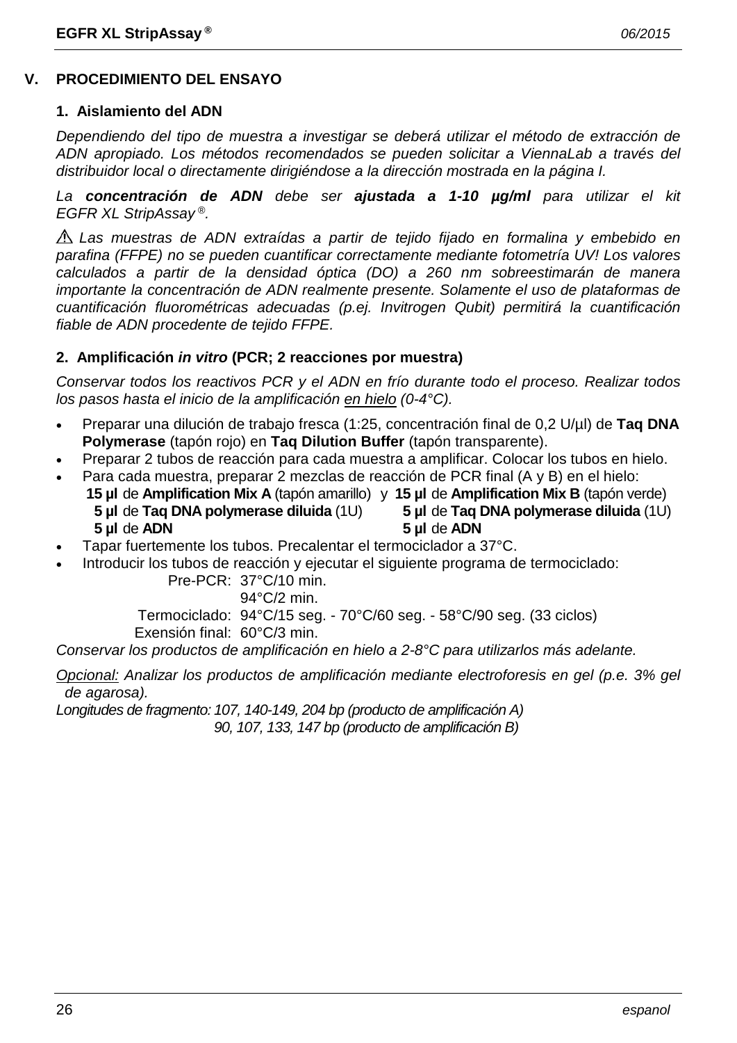## V. PROCEDIMIENTO DEL ENSAYO

### 1. Aislamiento del ADN

*Dependiendo del tipo de muestra a investigar se deberá utilizar el método de extracción de ADN apropiado. Los métodos recomendados se pueden solicitar a ViennaLab a través del distribuidor local o directamente dirigiéndose a la dirección mostrada en la página I.*

*La **concentración de ADN** debe ser **ajustada a 1-10 µg/ml** para utilizar el kit EGFR XL StripAssay®.*

⚠ *Las muestras de ADN extraídas a partir de tejido fijado en formalina y embebido en parafina (FFPE) no se pueden cuantificar correctamente mediante fotometría UV! Los valores calculados a partir de la densidad óptica (DO) a 260 nm sobreestimarán de manera importante la concentración de ADN realmente presente. Solamente el uso de plataformas de cuantificación fluorométricas adecuadas (p.ej. Invitrogen Qubit) permitirá la cuantificación fiable de ADN procedente de tejido FFPE.*

### 2. Amplificación *in vitro* (PCR; 2 reacciones por muestra)

*Conservar todos los reactivos PCR y el ADN en frío durante todo el proceso. Realizar todos los pasos hasta el inicio de la amplificación <u>en hielo</u> (0-4°C).*

- Preparar una dilución de trabajo fresca (1:25, concentración final de 0,2 U/µl) de **Taq DNA Polymerase** (tapón rojo) en **Taq Dilution Buffer** (tapón transparente).
- Preparar 2 tubos de reacción para cada muestra a amplificar. Colocar los tubos en hielo.
- Para cada muestra, preparar 2 mezclas de reacción de PCR final (A y B) en el hielo:

| A | | B |
|---|---|---|
| **15 µl** de **Amplification Mix A** (tapón amarillo) | y | **15 µl** de **Amplification Mix B** (tapón verde) |
| **5 µl** de **Taq DNA polymerase diluida** (1U) | | **5 µl** de **Taq DNA polymerase diluida** (1U) |
| **5 µl** de **ADN** | | **5 µl** de **ADN** |

- Tapar fuertemente los tubos. Precalentar el termociclador a 37°C.
- Introducir los tubos de reacción y ejecutar el siguiente programa de termociclado:

| | |
|---|---|
| Pre-PCR: | 37°C/10 min. |
| | 94°C/2 min. |
| Termociclado: | 94°C/15 seg. - 70°C/60 seg. - 58°C/90 seg. (33 ciclos) |
| Exensión final: | 60°C/3 min. |

*Conservar los productos de amplificación en hielo a 2-8°C para utilizarlos más adelante.*

*<u>Opcional:</u> Analizar los productos de amplificación mediante electroforesis en gel (p.e. 3% gel de agarosa).*

*Longitudes de fragmento: 107, 140-149, 204 bp (producto de amplificación A)*
*90, 107, 133, 147 bp (producto de amplificación B)*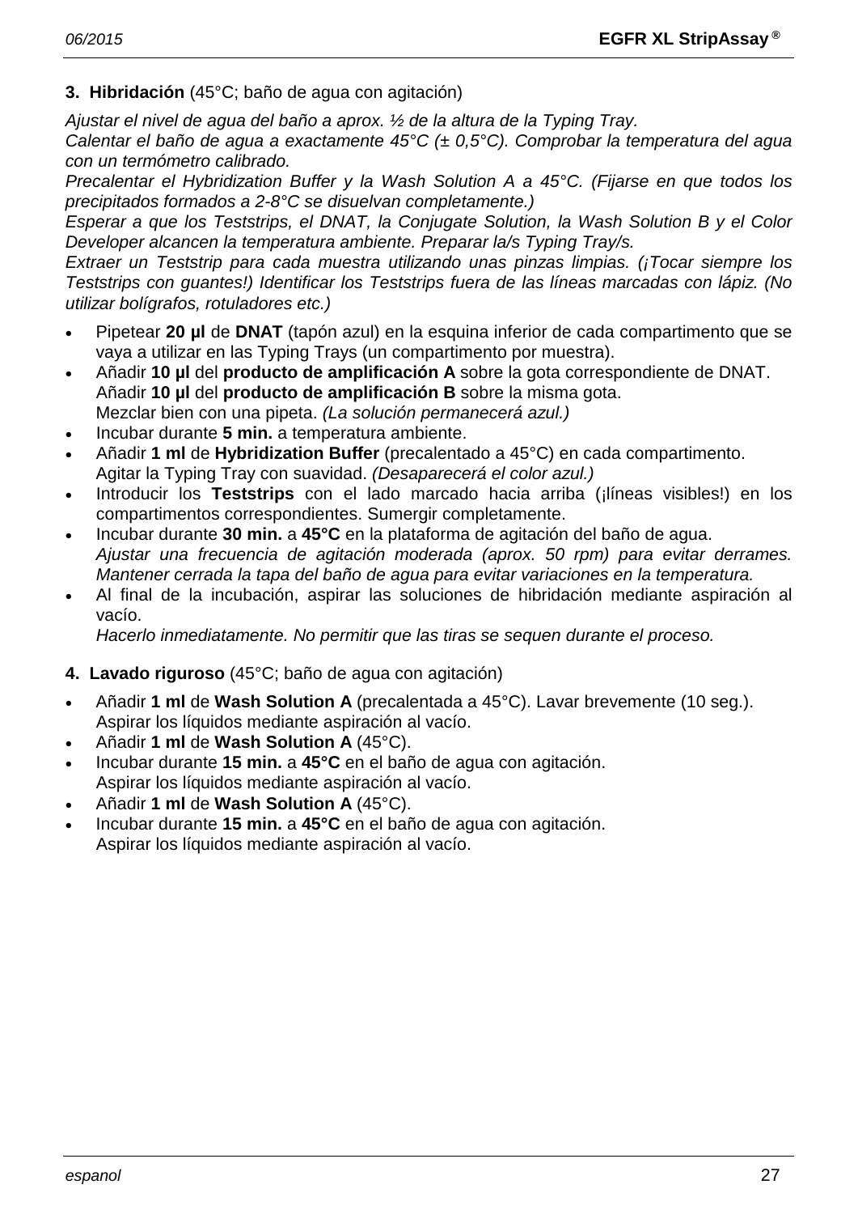**3. Hibridación** (45°C; baño de agua con agitación)

*Ajustar el nivel de agua del baño a aprox. ½ de la altura de la Typing Tray.*
*Calentar el baño de agua a exactamente 45°C (± 0,5°C). Comprobar la temperatura del agua con un termómetro calibrado.*
*Precalentar el Hybridization Buffer y la Wash Solution A a 45°C. (Fijarse en que todos los precipitados formados a 2-8°C se disuelvan completamente.)*
*Esperar a que los Teststrips, el DNAT, la Conjugate Solution, la Wash Solution B y el Color Developer alcancen la temperatura ambiente. Preparar la/s Typing Tray/s.*
*Extraer un Teststrip para cada muestra utilizando unas pinzas limpias. (¡Tocar siempre los Teststrips con guantes!) Identificar los Teststrips fuera de las líneas marcadas con lápiz. (No utilizar bolígrafos, rotuladores etc.)*

- Pipetear **20 µl** de **DNAT** (tapón azul) en la esquina inferior de cada compartimento que se vaya a utilizar en las Typing Trays (un compartimento por muestra).
- Añadir **10 µl** del **producto de amplificación A** sobre la gota correspondiente de DNAT. Añadir **10 µl** del **producto de amplificación B** sobre la misma gota. Mezclar bien con una pipeta. *(La solución permanecerá azul.)*
- Incubar durante **5 min.** a temperatura ambiente.
- Añadir **1 ml** de **Hybridization Buffer** (precalentado a 45°C) en cada compartimento. Agitar la Typing Tray con suavidad. *(Desaparecerá el color azul.)*
- Introducir los **Teststrips** con el lado marcado hacia arriba (¡líneas visibles!) en los compartimentos correspondientes. Sumergir completamente.
- Incubar durante **30 min.** a **45°C** en la plataforma de agitación del baño de agua. *Ajustar una frecuencia de agitación moderada (aprox. 50 rpm) para evitar derrames. Mantener cerrada la tapa del baño de agua para evitar variaciones en la temperatura.*
- Al final de la incubación, aspirar las soluciones de hibridación mediante aspiración al vacío. *Hacerlo inmediatamente. No permitir que las tiras se sequen durante el proceso.*

**4. Lavado riguroso** (45°C; baño de agua con agitación)

- Añadir **1 ml** de **Wash Solution A** (precalentada a 45°C). Lavar brevemente (10 seg.). Aspirar los líquidos mediante aspiración al vacío.
- Añadir **1 ml** de **Wash Solution A** (45°C).
- Incubar durante **15 min.** a **45°C** en el baño de agua con agitación. Aspirar los líquidos mediante aspiración al vacío.
- Añadir **1 ml** de **Wash Solution A** (45°C).
- Incubar durante **15 min.** a **45°C** en el baño de agua con agitación. Aspirar los líquidos mediante aspiración al vacío.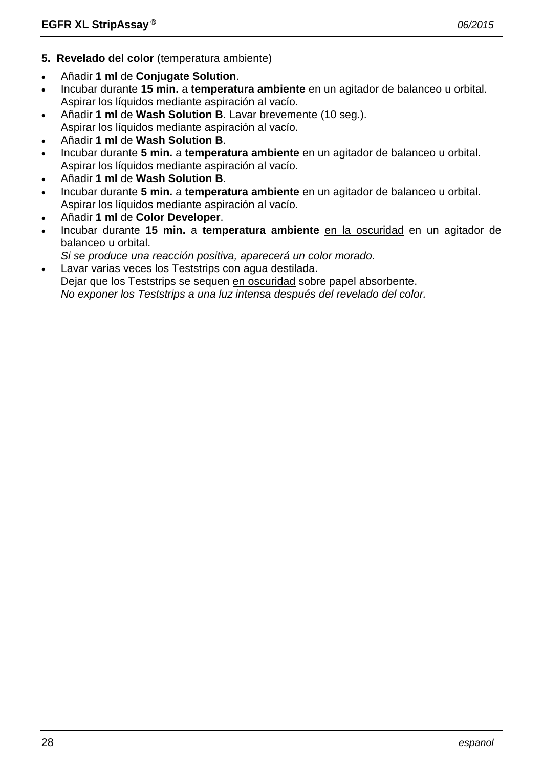**5. Revelado del color** (temperatura ambiente)

- Añadir **1 ml** de **Conjugate Solution**.
- Incubar durante **15 min.** a **temperatura ambiente** en un agitador de balanceo u orbital.
  Aspirar los líquidos mediante aspiración al vacío.
- Añadir **1 ml** de **Wash Solution B**. Lavar brevemente (10 seg.).
  Aspirar los líquidos mediante aspiración al vacío.
- Añadir **1 ml** de **Wash Solution B**.
- Incubar durante **5 min.** a **temperatura ambiente** en un agitador de balanceo u orbital.
  Aspirar los líquidos mediante aspiración al vacío.
- Añadir **1 ml** de **Wash Solution B**.
- Incubar durante **5 min.** a **temperatura ambiente** en un agitador de balanceo u orbital.
  Aspirar los líquidos mediante aspiración al vacío.
- Añadir **1 ml** de **Color Developer**.
- Incubar durante **15 min.** a **temperatura ambiente** <u>en la oscuridad</u> en un agitador de balanceo u orbital.
  *Si se produce una reacción positiva, aparecerá un color morado.*
- Lavar varias veces los Teststrips con agua destilada.
  Dejar que los Teststrips se sequen <u>en oscuridad</u> sobre papel absorbente.
  *No exponer los Teststrips a una luz intensa después del revelado del color.*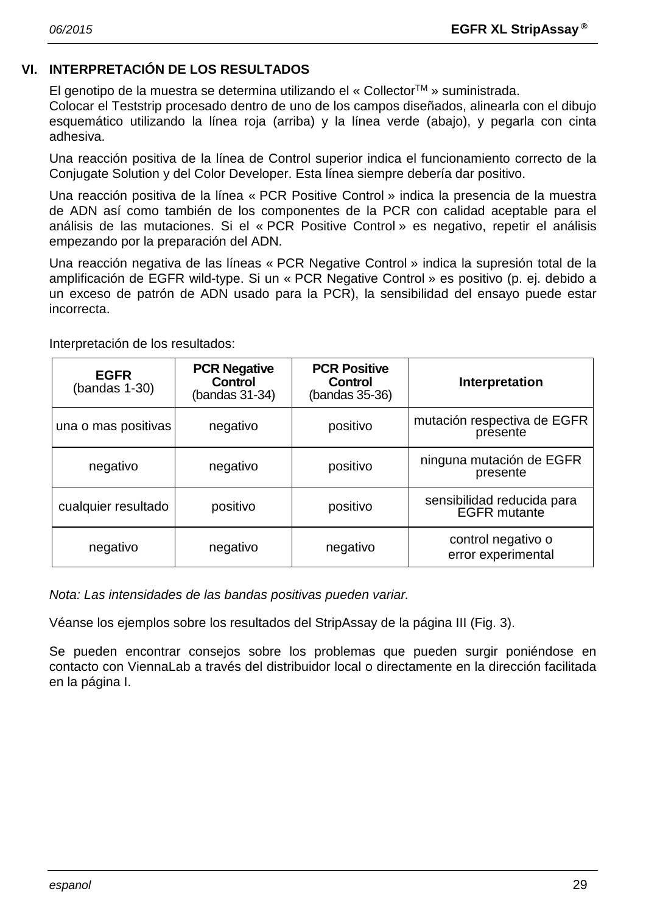## VI. INTERPRETACIÓN DE LOS RESULTADOS

El genotipo de la muestra se determina utilizando el « Collector™ » suministrada.
Colocar el Teststrip procesado dentro de uno de los campos diseñados, alinearla con el dibujo esquemático utilizando la línea roja (arriba) y la línea verde (abajo), y pegarla con cinta adhesiva.

Una reacción positiva de la línea de Control superior indica el funcionamiento correcto de la Conjugate Solution y del Color Developer. Esta línea siempre debería dar positivo.

Una reacción positiva de la línea « PCR Positive Control » indica la presencia de la muestra de ADN así como también de los componentes de la PCR con calidad aceptable para el análisis de las mutaciones. Si el « PCR Positive Control » es negativo, repetir el análisis empezando por la preparación del ADN.

Una reacción negativa de las líneas « PCR Negative Control » indica la supresión total de la amplificación de EGFR wild-type. Si un « PCR Negative Control » es positivo (p. ej. debido a un exceso de patrón de ADN usado para la PCR), la sensibilidad del ensayo puede estar incorrecta.

Interpretación de los resultados:

| **EGFR** (bandas 1-30) | **PCR Negative Control** (bandas 31-34) | **PCR Positive Control** (bandas 35-36) | **Interpretation** |
|---|---|---|---|
| una o mas positivas | negativo | positivo | mutación respectiva de EGFR presente |
| negativo | negativo | positivo | ninguna mutación de EGFR presente |
| cualquier resultado | positivo | positivo | sensibilidad reducida para EGFR mutante |
| negativo | negativo | negativo | control negativo o error experimental |

*Nota: Las intensidades de las bandas positivas pueden variar.*

Véanse los ejemplos sobre los resultados del StripAssay de la página III (Fig. 3).

Se pueden encontrar consejos sobre los problemas que pueden surgir poniéndose en contacto con ViennaLab a través del distribuidor local o directamente en la dirección facilitada en la página I.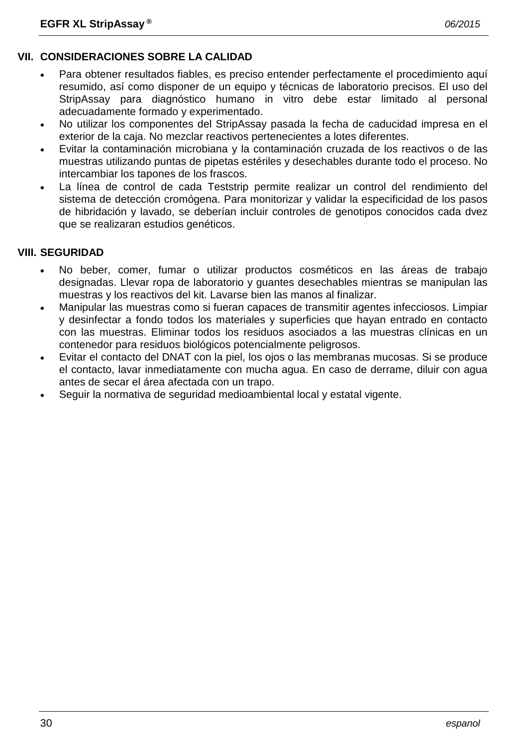## VII. CONSIDERACIONES SOBRE LA CALIDAD

- Para obtener resultados fiables, es preciso entender perfectamente el procedimiento aquí resumido, así como disponer de un equipo y técnicas de laboratorio precisos. El uso del StripAssay para diagnóstico humano in vitro debe estar limitado al personal adecuadamente formado y experimentado.
- No utilizar los componentes del StripAssay pasada la fecha de caducidad impresa en el exterior de la caja. No mezclar reactivos pertenecientes a lotes diferentes.
- Evitar la contaminación microbiana y la contaminación cruzada de los reactivos o de las muestras utilizando puntas de pipetas estériles y desechables durante todo el proceso. No intercambiar los tapones de los frascos.
- La línea de control de cada Teststrip permite realizar un control del rendimiento del sistema de detección cromógena. Para monitorizar y validar la especificidad de los pasos de hibridación y lavado, se deberían incluir controles de genotipos conocidos cada dvez que se realizaran estudios genéticos.

## VIII. SEGURIDAD

- No beber, comer, fumar o utilizar productos cosméticos en las áreas de trabajo designadas. Llevar ropa de laboratorio y guantes desechables mientras se manipulan las muestras y los reactivos del kit. Lavarse bien las manos al finalizar.
- Manipular las muestras como si fueran capaces de transmitir agentes infecciosos. Limpiar y desinfectar a fondo todos los materiales y superficies que hayan entrado en contacto con las muestras. Eliminar todos los residuos asociados a las muestras clínicas en un contenedor para residuos biológicos potencialmente peligrosos.
- Evitar el contacto del DNAT con la piel, los ojos o las membranas mucosas. Si se produce el contacto, lavar inmediatamente con mucha agua. En caso de derrame, diluir con agua antes de secar el área afectada con un trapo.
- Seguir la normativa de seguridad medioambiental local y estatal vigente.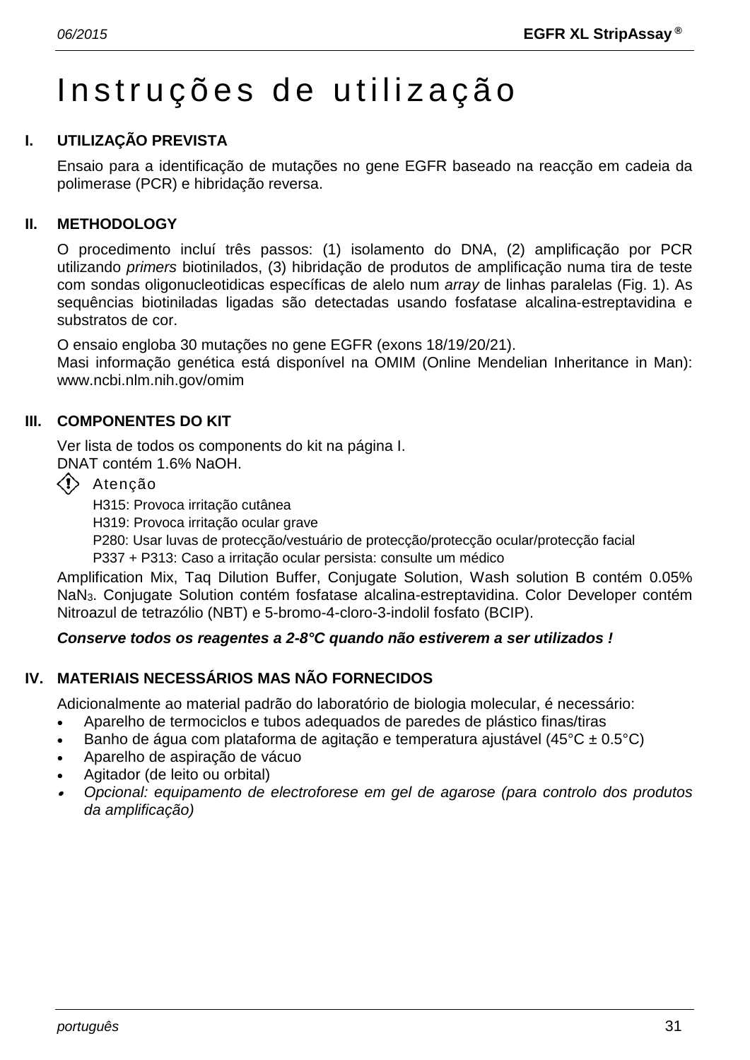# Instruções de utilização

## I. UTILIZAÇÃO PREVISTA

Ensaio para a identificação de mutações no gene EGFR baseado na reacção em cadeia da polimerase (PCR) e hibridação reversa.

## II. METHODOLOGY

O procedimento incluí três passos: (1) isolamento do DNA, (2) amplificação por PCR utilizando *primers* biotinilados, (3) hibridação de produtos de amplificação numa tira de teste com sondas oligonucleotidicas específicas de alelo num *array* de linhas paralelas (Fig. 1). As sequências biotiniladas ligadas são detectadas usando fosfatase alcalina-estreptavidina e substratos de cor.

O ensaio engloba 30 mutações no gene EGFR (exons 18/19/20/21).
Masi informação genética está disponível na OMIM (Online Mendelian Inheritance in Man): www.ncbi.nlm.nih.gov/omim

## III. COMPONENTES DO KIT

Ver lista de todos os components do kit na página I.
DNAT contém 1.6% NaOH.

Atenção

H315: Provoca irritação cutânea
H319: Provoca irritação ocular grave
P280: Usar luvas de protecção/vestuário de protecção/protecção ocular/protecção facial
P337 + P313: Caso a irritação ocular persista: consulte um médico

Amplification Mix, Taq Dilution Buffer, Conjugate Solution, Wash solution B contém 0.05% $NaN_3$. Conjugate Solution contém fosfatase alcalina-estreptavidina. Color Developer contém Nitroazul de tetrazólio (NBT) e 5-bromo-4-cloro-3-indolil fosfato (BCIP).

***Conserve todos os reagentes a 2-8°C quando não estiverem a ser utilizados !***

## IV. MATERIAIS NECESSÁRIOS MAS NÃO FORNECIDOS

Adicionalmente ao material padrão do laboratório de biologia molecular, é necessário:

- Aparelho de termociclos e tubos adequados de paredes de plástico finas/tiras
- Banho de água com plataforma de agitação e temperatura ajustável (45°C ± 0.5°C)
- Aparelho de aspiração de vácuo
- Agitador (de leito ou orbital)
- *Opcional: equipamento de electroforese em gel de agarose (para controlo dos produtos da amplificação)*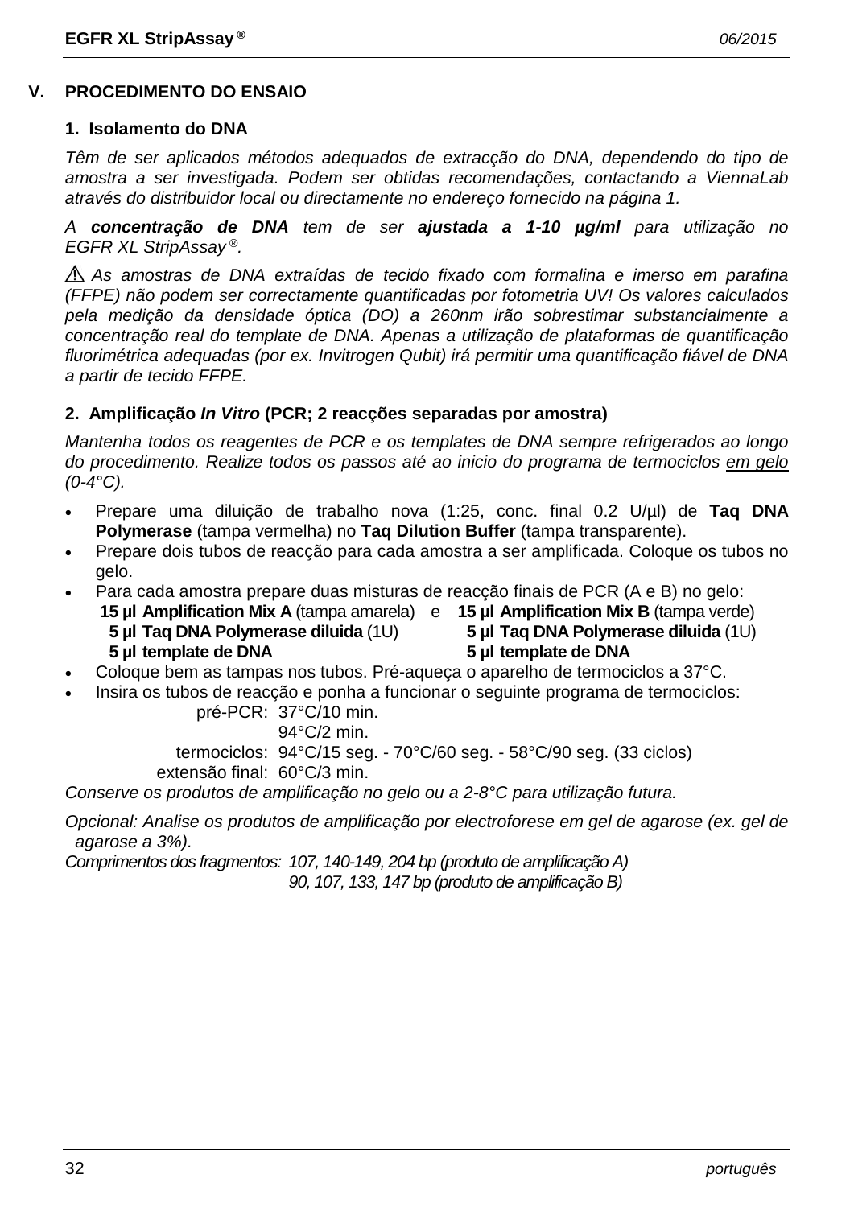## V. PROCEDIMENTO DO ENSAIO

### 1. Isolamento do DNA

*Têm de ser aplicados métodos adequados de extracção do DNA, dependendo do tipo de amostra a ser investigada. Podem ser obtidas recomendações, contactando a ViennaLab através do distribuidor local ou directamente no endereço fornecido na página 1.*

*A **concentração de DNA** tem de ser **ajustada a 1-10 µg/ml** para utilização no EGFR XL StripAssay®.*

*⚠ As amostras de DNA extraídas de tecido fixado com formalina e imerso em parafina (FFPE) não podem ser correctamente quantificadas por fotometria UV! Os valores calculados pela medição da densidade óptica (DO) a 260nm irão sobrestimar substancialmente a concentração real do template de DNA. Apenas a utilização de plataformas de quantificação fluorimétrica adequadas (por ex. Invitrogen Qubit) irá permitir uma quantificação fiável de DNA a partir de tecido FFPE.*

### 2. Amplificação *In Vitro* (PCR; 2 reacções separadas por amostra)

*Mantenha todos os reagentes de PCR e os templates de DNA sempre refrigerados ao longo do procedimento. Realize todos os passos até ao inicio do programa de termociclos em gelo (0-4°C).*

- Prepare uma diluição de trabalho nova (1:25, conc. final 0.2 U/µl) de **Taq DNA Polymerase** (tampa vermelha) no **Taq Dilution Buffer** (tampa transparente).
- Prepare dois tubos de reacção para cada amostra a ser amplificada. Coloque os tubos no gelo.
- Para cada amostra prepare duas misturas de reacção finais de PCR (A e B) no gelo:

| | | |
|---|---|---|
| **15 µl Amplification Mix A** (tampa amarela) | e | **15 µl Amplification Mix B** (tampa verde) |
| **5 µl Taq DNA Polymerase diluida** (1U) | | **5 µl Taq DNA Polymerase diluida** (1U) |
| **5 µl template de DNA** | | **5 µl template de DNA** |

- Coloque bem as tampas nos tubos. Pré-aqueça o aparelho de termociclos a 37°C.
- Insira os tubos de reacção e ponha a funcionar o seguinte programa de termociclos:

| | |
|---|---|
| pré-PCR: | 37°C/10 min. |
| | 94°C/2 min. |
| termociclos: | 94°C/15 seg. - 70°C/60 seg. - 58°C/90 seg. (33 ciclos) |
| extensão final: | 60°C/3 min. |

*Conserve os produtos de amplificação no gelo ou a 2-8°C para utilização futura.*

*Opcional: Analise os produtos de amplificação por electroforese em gel de agarose (ex. gel de agarose a 3%).*

*Comprimentos dos fragmentos: 107, 140-149, 204 bp (produto de amplificação A)*
*90, 107, 133, 147 bp (produto de amplificação B)*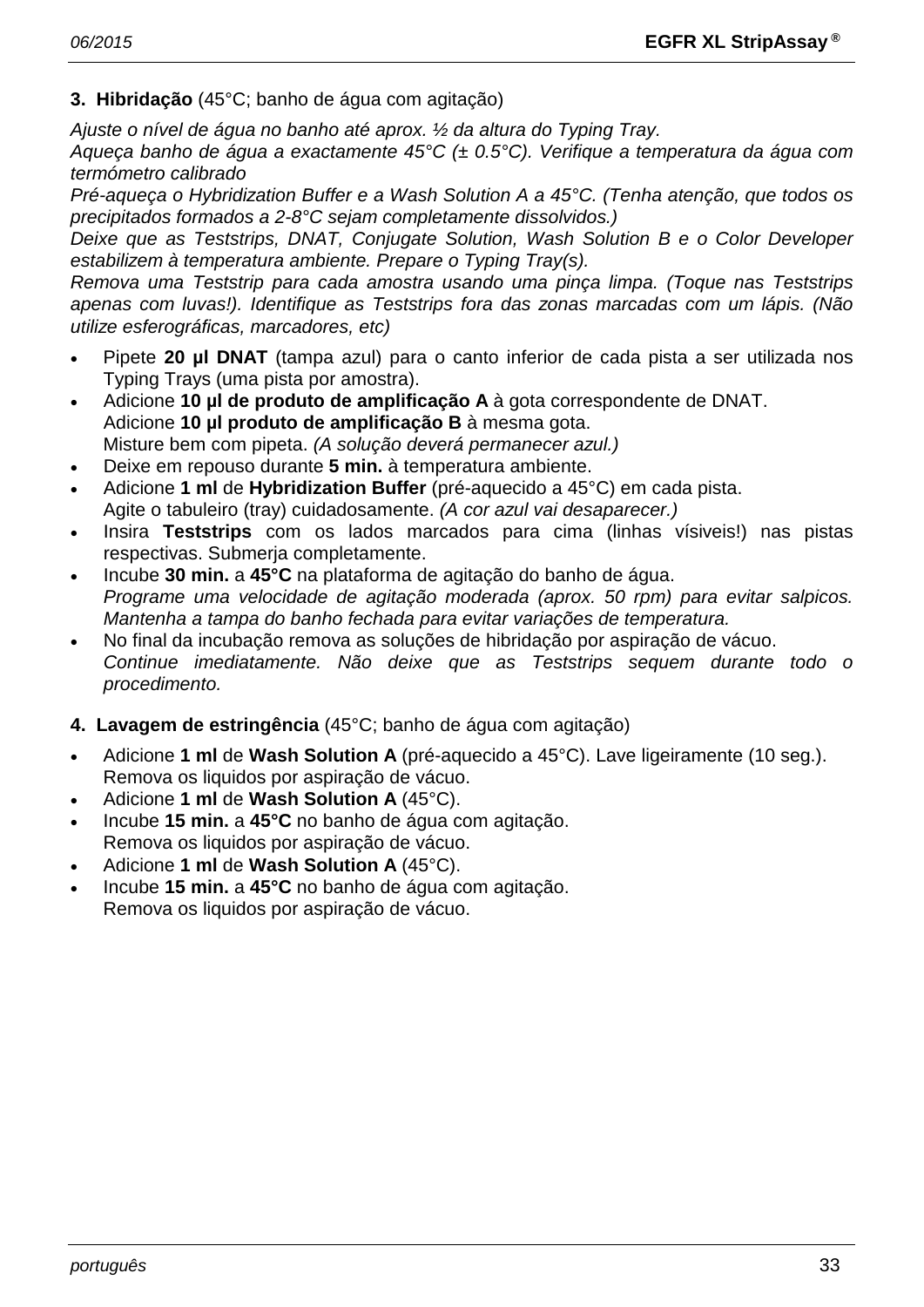**3. Hibridação** (45°C; banho de água com agitação)

*Ajuste o nível de água no banho até aprox. ½ da altura do Typing Tray.*
*Aqueça banho de água a exactamente 45°C (± 0.5°C). Verifique a temperatura da água com termómetro calibrado*
*Pré-aqueça o Hybridization Buffer e a Wash Solution A a 45°C. (Tenha atenção, que todos os precipitados formados a 2-8°C sejam completamente dissolvidos.)*
*Deixe que as Teststrips, DNAT, Conjugate Solution, Wash Solution B e o Color Developer estabilizem à temperatura ambiente. Prepare o Typing Tray(s).*
*Remova uma Teststrip para cada amostra usando uma pinça limpa. (Toque nas Teststrips apenas com luvas!). Identifique as Teststrips fora das zonas marcadas com um lápis. (Não utilize esferográficas, marcadores, etc)*

- Pipete **20 µl DNAT** (tampa azul) para o canto inferior de cada pista a ser utilizada nos Typing Trays (uma pista por amostra).
- Adicione **10 µl de produto de amplificação A** à gota correspondente de DNAT.
  Adicione **10 µl produto de amplificação B** à mesma gota.
  Misture bem com pipeta. *(A solução deverá permanecer azul.)*
- Deixe em repouso durante **5 min.** à temperatura ambiente.
- Adicione **1 ml** de **Hybridization Buffer** (pré-aquecido a 45°C) em cada pista.
  Agite o tabuleiro (tray) cuidadosamente. *(A cor azul vai desaparecer.)*
- Insira **Teststrips** com os lados marcados para cima (linhas vísiveis!) nas pistas respectivas. Submerja completamente.
- Incube **30 min.** a **45°C** na plataforma de agitação do banho de água.
  *Programe uma velocidade de agitação moderada (aprox. 50 rpm) para evitar salpicos. Mantenha a tampa do banho fechada para evitar variações de temperatura.*
- No final da incubação remova as soluções de hibridação por aspiração de vácuo.
  *Continue imediatamente. Não deixe que as Teststrips sequem durante todo o procedimento.*

**4. Lavagem de estringência** (45°C; banho de água com agitação)

- Adicione **1 ml** de **Wash Solution A** (pré-aquecido a 45°C). Lave ligeiramente (10 seg.).
  Remova os liquidos por aspiração de vácuo.
- Adicione **1 ml** de **Wash Solution A** (45°C).
- Incube **15 min.** a **45°C** no banho de água com agitação.
  Remova os liquidos por aspiração de vácuo.
- Adicione **1 ml** de **Wash Solution A** (45°C).
- Incube **15 min.** a **45°C** no banho de água com agitação.
  Remova os liquidos por aspiração de vácuo.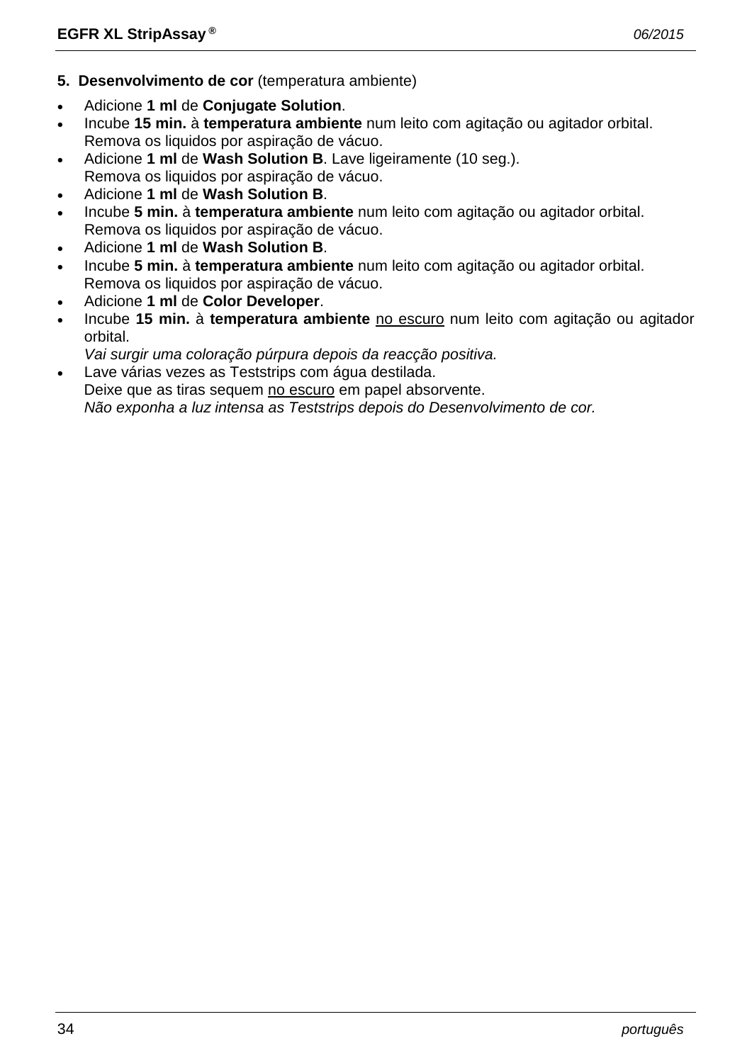**5. Desenvolvimento de cor** (temperatura ambiente)

- Adicione **1 ml** de **Conjugate Solution**.
- Incube **15 min.** à **temperatura ambiente** num leito com agitação ou agitador orbital.
  Remova os liquidos por aspiração de vácuo.
- Adicione **1 ml** de **Wash Solution B**. Lave ligeiramente (10 seg.).
  Remova os liquidos por aspiração de vácuo.
- Adicione **1 ml** de **Wash Solution B**.
- Incube **5 min.** à **temperatura ambiente** num leito com agitação ou agitador orbital.
  Remova os liquidos por aspiração de vácuo.
- Adicione **1 ml** de **Wash Solution B**.
- Incube **5 min.** à **temperatura ambiente** num leito com agitação ou agitador orbital.
  Remova os liquidos por aspiração de vácuo.
- Adicione **1 ml** de **Color Developer**.
- Incube **15 min.** à **temperatura ambiente** <u>no escuro</u> num leito com agitação ou agitador orbital.
  *Vai surgir uma coloração púrpura depois da reacção positiva.*
- Lave várias vezes as Teststrips com água destilada.
  Deixe que as tiras sequem <u>no escuro</u> em papel absorvente.
  *Não exponha a luz intensa as Teststrips depois do Desenvolvimento de cor.*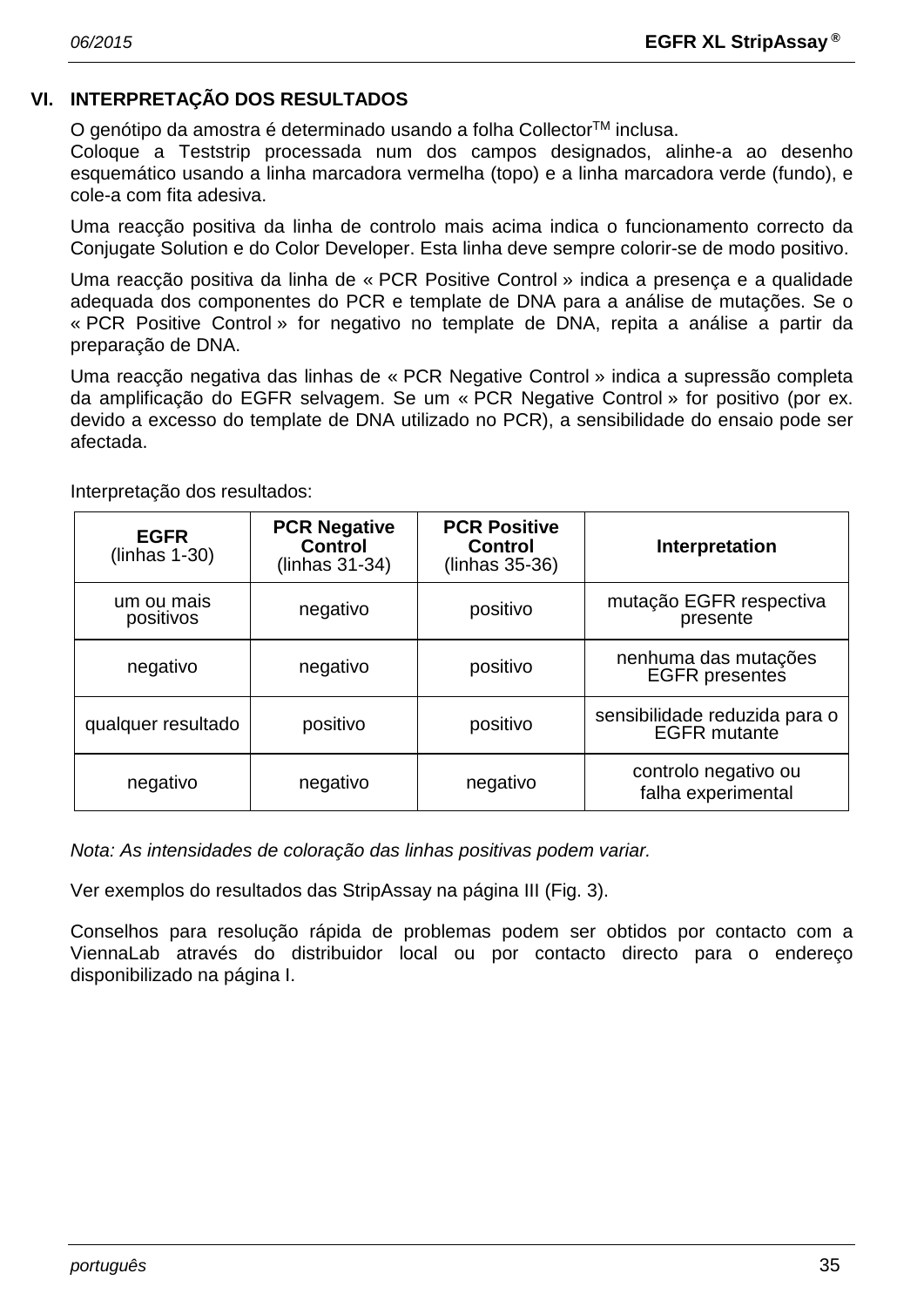## VI. INTERPRETAÇÃO DOS RESULTADOS

O genótipo da amostra é determinado usando a folha Collector™ inclusa.
Coloque a Teststrip processada num dos campos designados, alinhe-a ao desenho esquemático usando a linha marcadora vermelha (topo) e a linha marcadora verde (fundo), e cole-a com fita adesiva.

Uma reacção positiva da linha de controlo mais acima indica o funcionamento correcto da Conjugate Solution e do Color Developer. Esta linha deve sempre colorir-se de modo positivo.

Uma reacção positiva da linha de « PCR Positive Control » indica a presença e a qualidade adequada dos componentes do PCR e template de DNA para a análise de mutações. Se o « PCR Positive Control » for negativo no template de DNA, repita a análise a partir da preparação de DNA.

Uma reacção negativa das linhas de « PCR Negative Control » indica a supressão completa da amplificação do EGFR selvagem. Se um « PCR Negative Control » for positivo (por ex. devido a excesso do template de DNA utilizado no PCR), a sensibilidade do ensaio pode ser afectada.

Interpretação dos resultados:

| **EGFR** (linhas 1-30) | **PCR Negative Control** (linhas 31-34) | **PCR Positive Control** (linhas 35-36) | **Interpretation** |
|---|---|---|---|
| um ou mais positivos | negativo | positivo | mutação EGFR respectiva presente |
| negativo | negativo | positivo | nenhuma das mutações EGFR presentes |
| qualquer resultado | positivo | positivo | sensibilidade reduzida para o EGFR mutante |
| negativo | negativo | negativo | controlo negativo ou falha experimental |

*Nota: As intensidades de coloração das linhas positivas podem variar.*

Ver exemplos do resultados das StripAssay na página III (Fig. 3).

Conselhos para resolução rápida de problemas podem ser obtidos por contacto com a ViennaLab através do distribuidor local ou por contacto directo para o endereço disponibilizado na página I.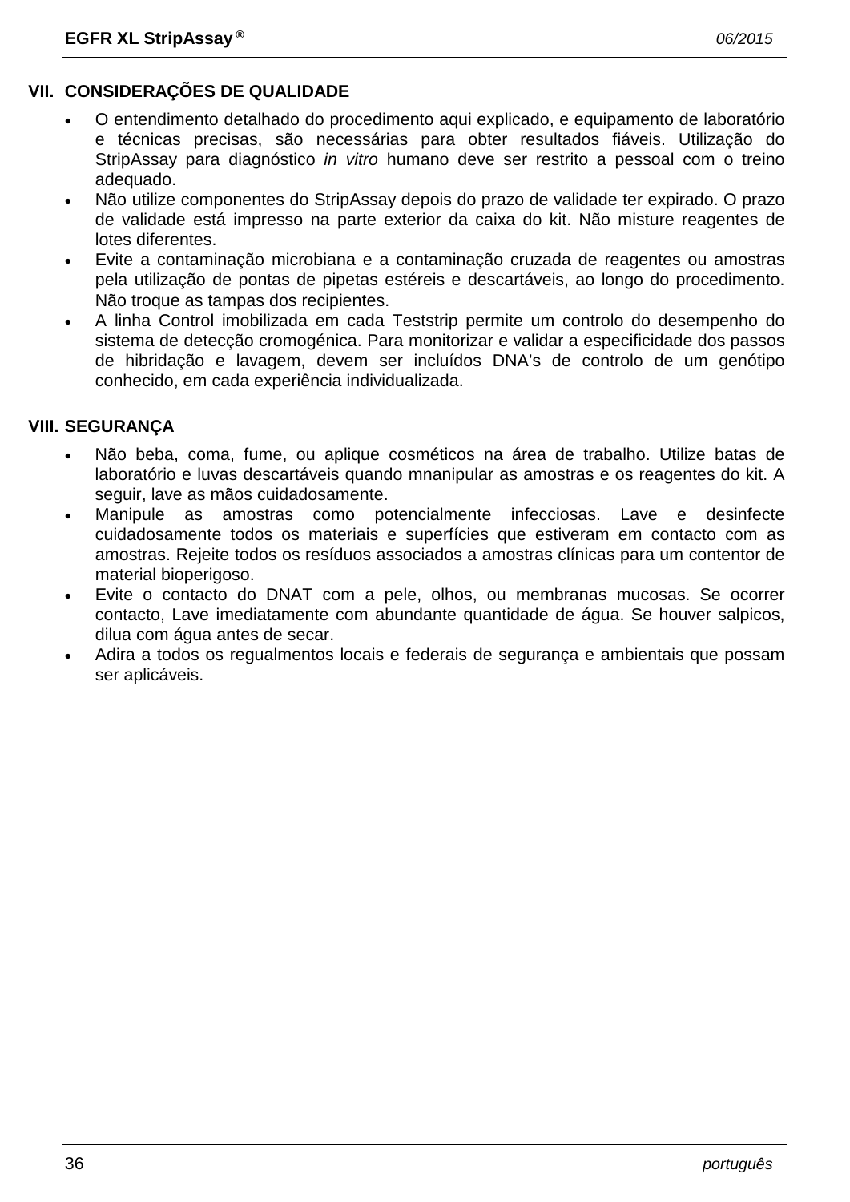## VII. CONSIDERAÇÕES DE QUALIDADE

- O entendimento detalhado do procedimento aqui explicado, e equipamento de laboratório e técnicas precisas, são necessárias para obter resultados fiáveis. Utilização do StripAssay para diagnóstico *in vitro* humano deve ser restrito a pessoal com o treino adequado.
- Não utilize componentes do StripAssay depois do prazo de validade ter expirado. O prazo de validade está impresso na parte exterior da caixa do kit. Não misture reagentes de lotes diferentes.
- Evite a contaminação microbiana e a contaminação cruzada de reagentes ou amostras pela utilização de pontas de pipetas estéreis e descartáveis, ao longo do procedimento. Não troque as tampas dos recipientes.
- A linha Control imobilizada em cada Teststrip permite um controlo do desempenho do sistema de detecção cromogénica. Para monitorizar e validar a especificidade dos passos de hibridação e lavagem, devem ser incluídos DNA's de controlo de um genótipo conhecido, em cada experiência individualizada.

## VIII. SEGURANÇA

- Não beba, coma, fume, ou aplique cosméticos na área de trabalho. Utilize batas de laboratório e luvas descartáveis quando mnanipular as amostras e os reagentes do kit. A seguir, lave as mãos cuidadosamente.
- Manipule as amostras como potencialmente infecciosas. Lave e desinfecte cuidadosamente todos os materiais e superfícies que estiveram em contacto com as amostras. Rejeite todos os resíduos associados a amostras clínicas para um contentor de material bioperigoso.
- Evite o contacto do DNAT com a pele, olhos, ou membranas mucosas. Se ocorrer contacto, Lave imediatamente com abundante quantidade de água. Se houver salpicos, dilua com água antes de secar.
- Adira a todos os regualmentos locais e federais de segurança e ambientais que possam ser aplicáveis.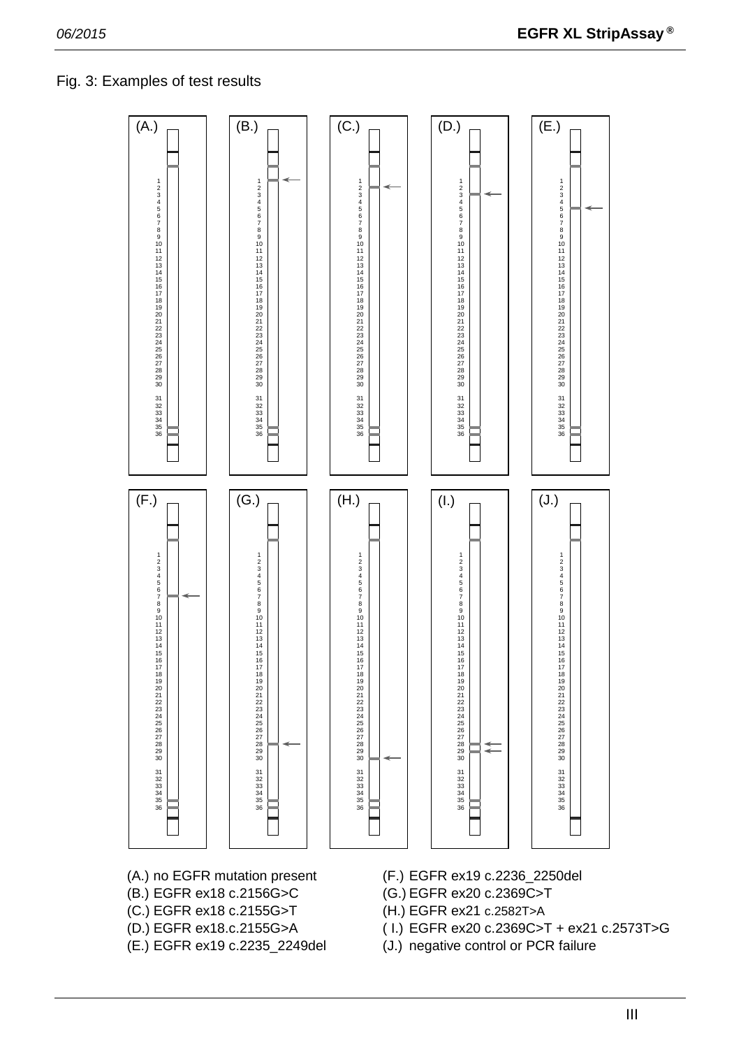Fig. 3: Examples of test results

(A.) no EGFR mutation present

(B.) EGFR ex18 c.2156G>C

(C.) EGFR ex18 c.2155G>T

(D.) EGFR ex18.c.2155G>A

(E.) EGFR ex19 c.2235_2249del

(F.) EGFR ex19 c.2236_2250del

(G.) EGFR ex20 c.2369C>T

(H.) EGFR ex21 c.2582T>A

(I.) EGFR ex20 c.2369C>T + ex21 c.2573T>G

(J.) negative control or PCR failure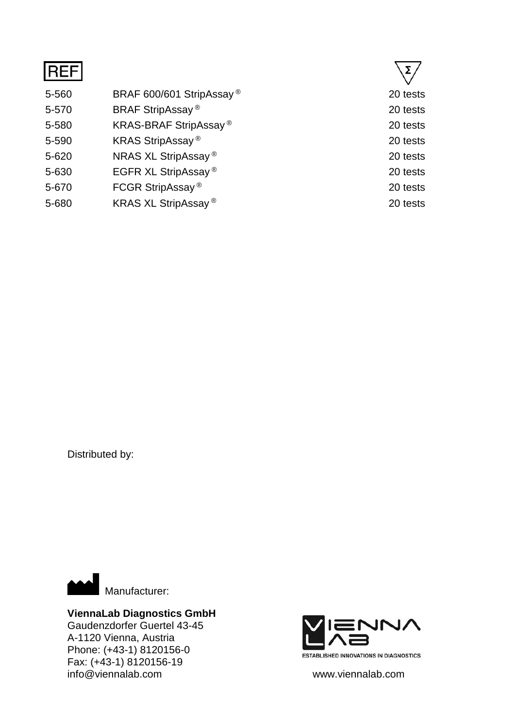| REF | | Σ |
| --- | --- | --- |
| 5-560 | BRAF 600/601 StripAssay® | 20 tests |
| 5-570 | BRAF StripAssay® | 20 tests |
| 5-580 | KRAS-BRAF StripAssay® | 20 tests |
| 5-590 | KRAS StripAssay® | 20 tests |
| 5-620 | NRAS XL StripAssay® | 20 tests |
| 5-630 | EGFR XL StripAssay® | 20 tests |
| 5-670 | FCGR StripAssay® | 20 tests |
| 5-680 | KRAS XL StripAssay® | 20 tests |

Distributed by:

Manufacturer:

**ViennaLab Diagnostics GmbH**
Gaudenzdorfer Guertel 43-45
A-1120 Vienna, Austria
Phone: (+43-1) 8120156-0
Fax: (+43-1) 8120156-19
info@viennalab.com

VIENNA LAB
ESTABLISHED INNOVATIONS IN DIAGNOSTICS

www.viennalab.com